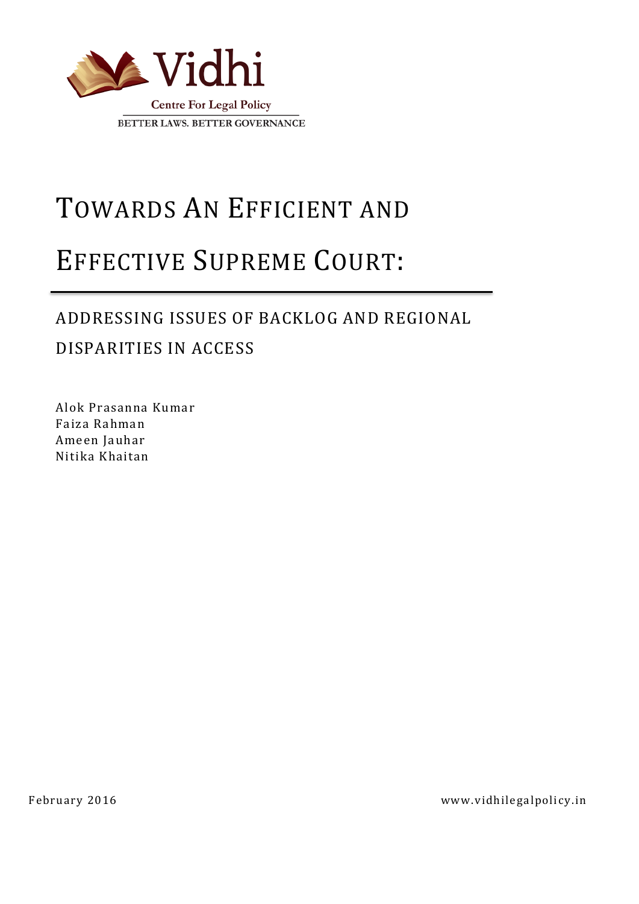Vidhi

Centre For Legal Policy

BETTER LAWS. BETTER GOVERNANCE

# TOWARDS AN EFFICIENT AND EFFECTIVE SUPREME COURT:

## ADDRESSING ISSUES OF BACKLOG AND REGIONAL DISPARITIES IN ACCESS

Alok Prasanna Kumar
Faiza Rahman
Ameen Jauhar
Nitika Khaitan

February 2016

www.vidhilegalpolicy.in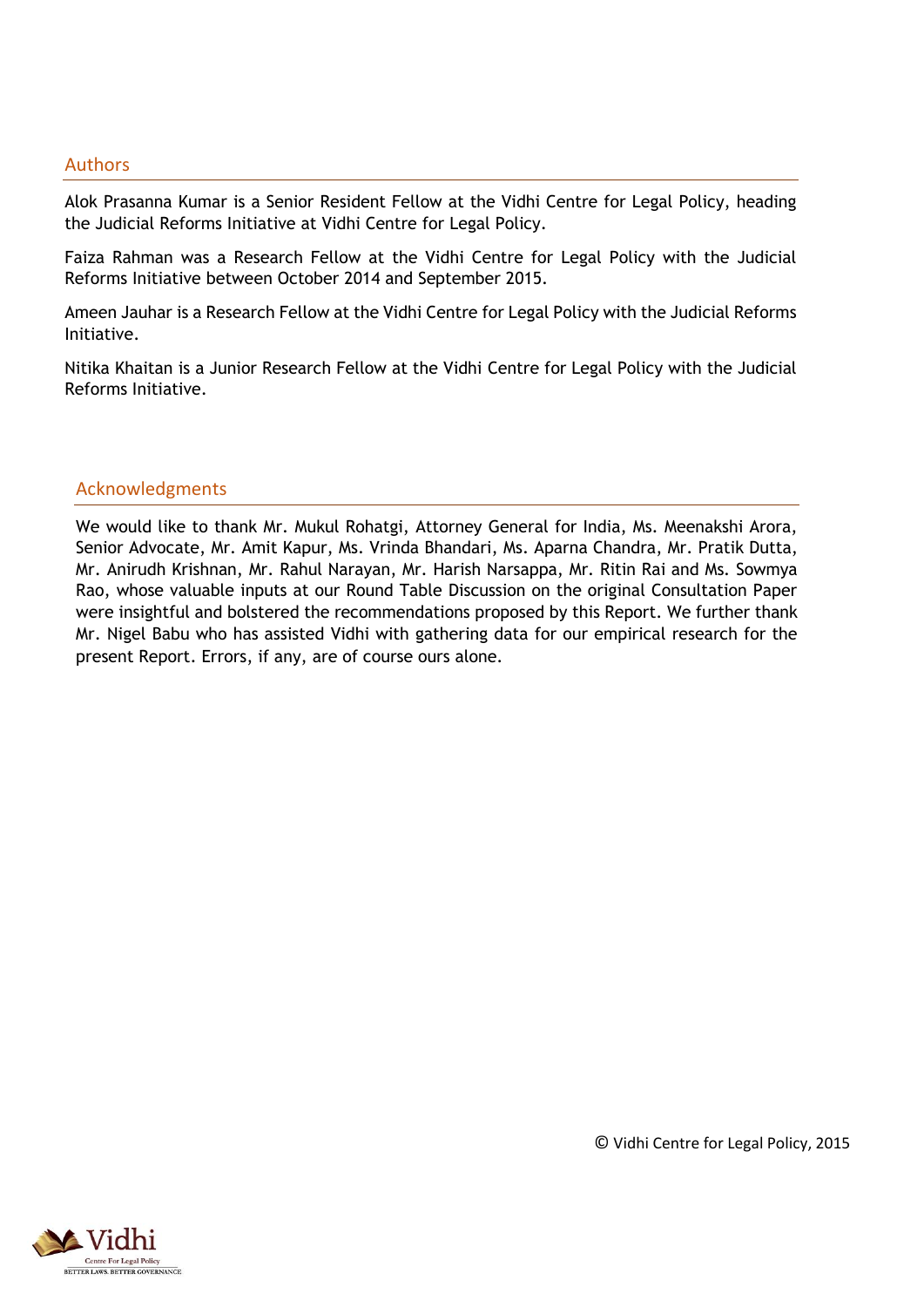## Authors

Alok Prasanna Kumar is a Senior Resident Fellow at the Vidhi Centre for Legal Policy, heading the Judicial Reforms Initiative at Vidhi Centre for Legal Policy.

Faiza Rahman was a Research Fellow at the Vidhi Centre for Legal Policy with the Judicial Reforms Initiative between October 2014 and September 2015.

Ameen Jauhar is a Research Fellow at the Vidhi Centre for Legal Policy with the Judicial Reforms Initiative.

Nitika Khaitan is a Junior Research Fellow at the Vidhi Centre for Legal Policy with the Judicial Reforms Initiative.

## Acknowledgments

We would like to thank Mr. Mukul Rohatgi, Attorney General for India, Ms. Meenakshi Arora, Senior Advocate, Mr. Amit Kapur, Ms. Vrinda Bhandari, Ms. Aparna Chandra, Mr. Pratik Dutta, Mr. Anirudh Krishnan, Mr. Rahul Narayan, Mr. Harish Narsappa, Mr. Ritin Rai and Ms. Sowmya Rao, whose valuable inputs at our Round Table Discussion on the original Consultation Paper were insightful and bolstered the recommendations proposed by this Report. We further thank Mr. Nigel Babu who has assisted Vidhi with gathering data for our empirical research for the present Report. Errors, if any, are of course ours alone.

© Vidhi Centre for Legal Policy, 2015

Vidhi
Centre For Legal Policy
BETTER LAWS. BETTER GOVERNANCE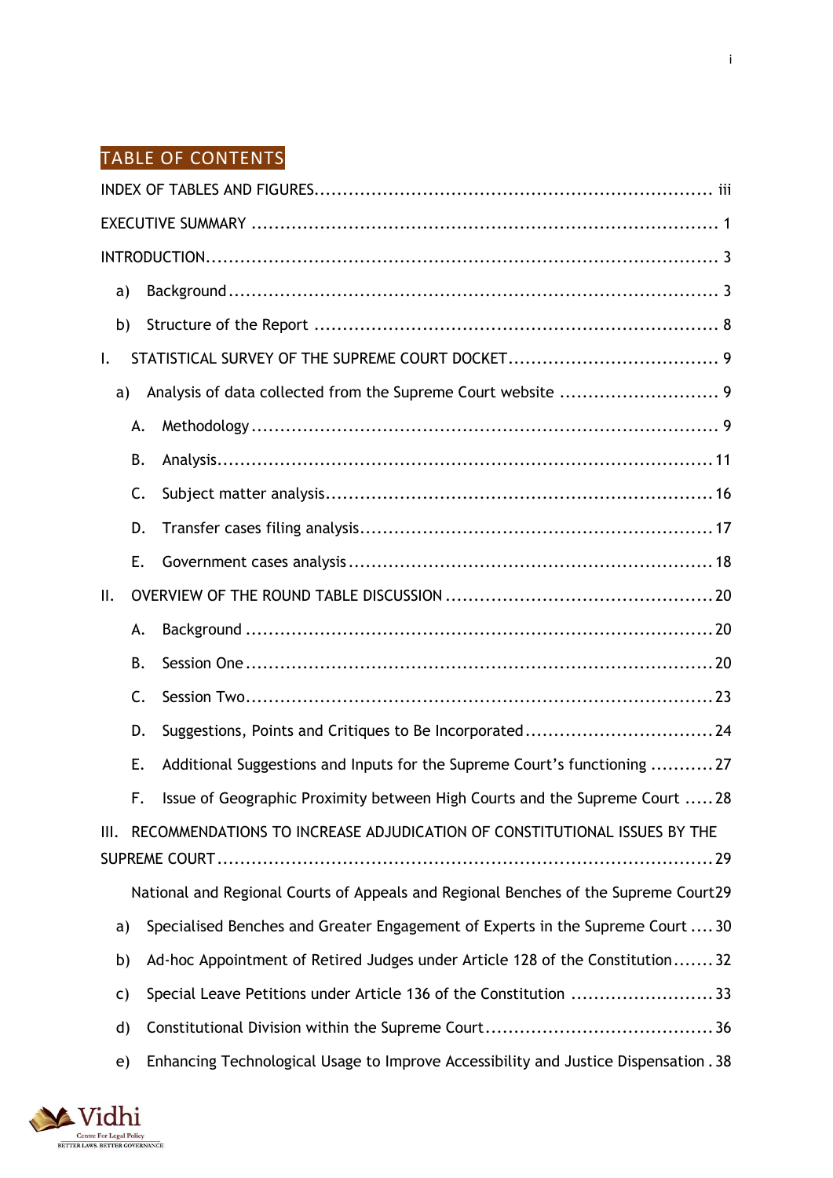## TABLE OF CONTENTS

INDEX OF TABLES AND FIGURES ..... iii

EXECUTIVE SUMMARY ..... 1

INTRODUCTION ..... 3

- a) Background ..... 3
- b) Structure of the Report ..... 8

I. STATISTICAL SURVEY OF THE SUPREME COURT DOCKET ..... 9

- a) Analysis of data collected from the Supreme Court website ..... 9
  - A. Methodology ..... 9
  - B. Analysis ..... 11
  - C. Subject matter analysis ..... 16
  - D. Transfer cases filing analysis ..... 17
  - E. Government cases analysis ..... 18

II. OVERVIEW OF THE ROUND TABLE DISCUSSION ..... 20

- A. Background ..... 20
- B. Session One ..... 20
- C. Session Two ..... 23
- D. Suggestions, Points and Critiques to Be Incorporated ..... 24
- E. Additional Suggestions and Inputs for the Supreme Court's functioning ..... 27
- F. Issue of Geographic Proximity between High Courts and the Supreme Court ..... 28

III. RECOMMENDATIONS TO INCREASE ADJUDICATION OF CONSTITUTIONAL ISSUES BY THE SUPREME COURT ..... 29

National and Regional Courts of Appeals and Regional Benches of the Supreme Court ..... 29

- a) Specialised Benches and Greater Engagement of Experts in the Supreme Court ..... 30
- b) Ad-hoc Appointment of Retired Judges under Article 128 of the Constitution ..... 32
- c) Special Leave Petitions under Article 136 of the Constitution ..... 33
- d) Constitutional Division within the Supreme Court ..... 36
- e) Enhancing Technological Usage to Improve Accessibility and Justice Dispensation . 38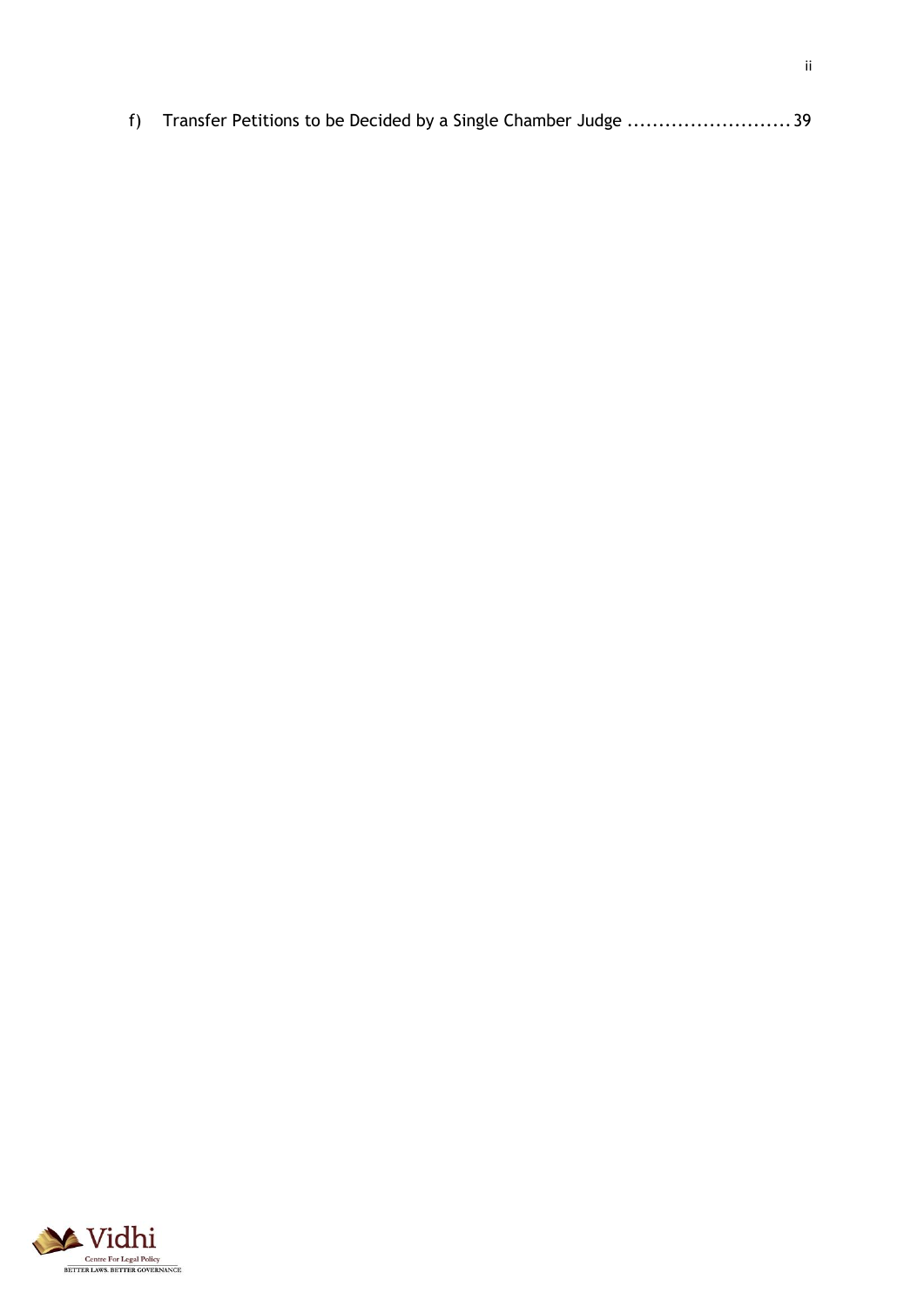f) Transfer Petitions to be Decided by a Single Chamber Judge .......................... 39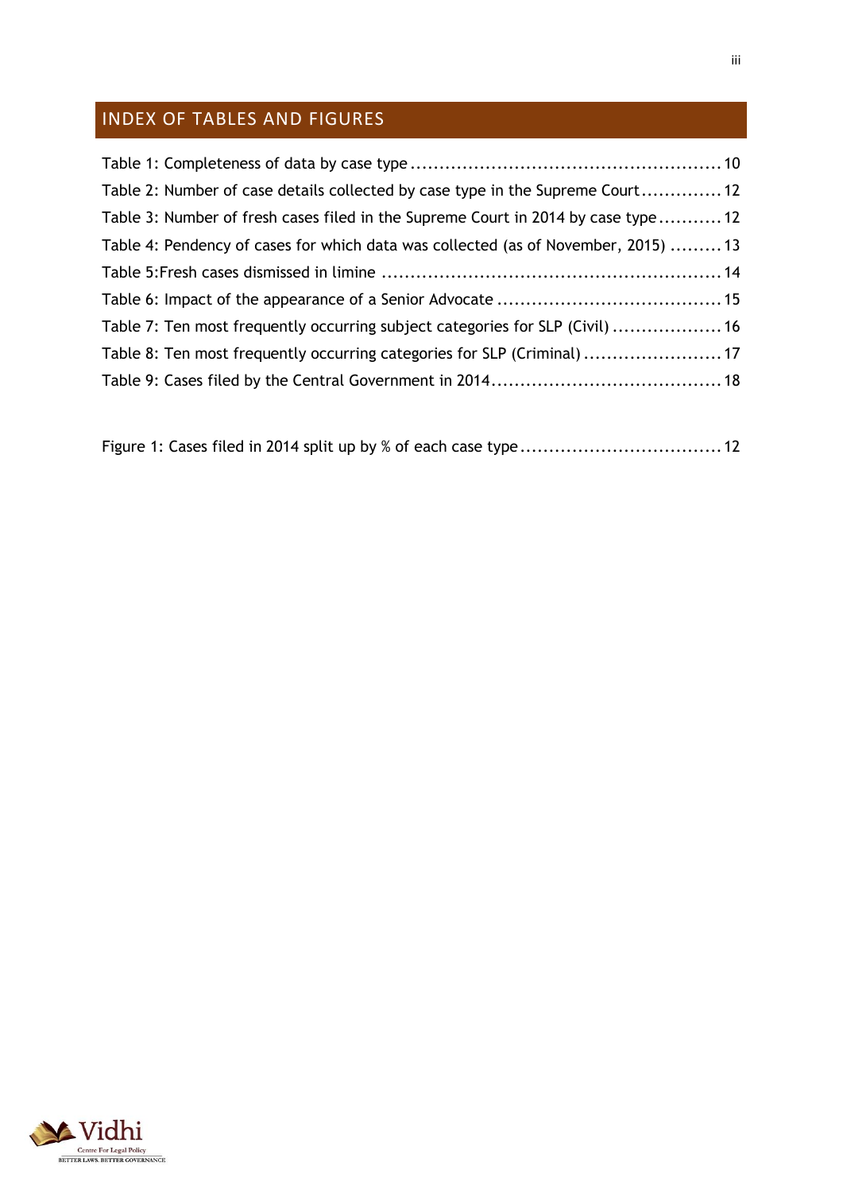## INDEX OF TABLES AND FIGURES

Table 1: Completeness of data by case type ...................................................... 10

Table 2: Number of case details collected by case type in the Supreme Court .............. 12

Table 3: Number of fresh cases filed in the Supreme Court in 2014 by case type ........... 12

Table 4: Pendency of cases for which data was collected (as of November, 2015) ......... 13

Table 5:Fresh cases dismissed in limine ........................................................... 14

Table 6: Impact of the appearance of a Senior Advocate ....................................... 15

Table 7: Ten most frequently occurring subject categories for SLP (Civil) ................... 16

Table 8: Ten most frequently occurring categories for SLP (Criminal) ........................ 17

Table 9: Cases filed by the Central Government in 2014........................................ 18

Figure 1: Cases filed in 2014 split up by % of each case type ................................... 12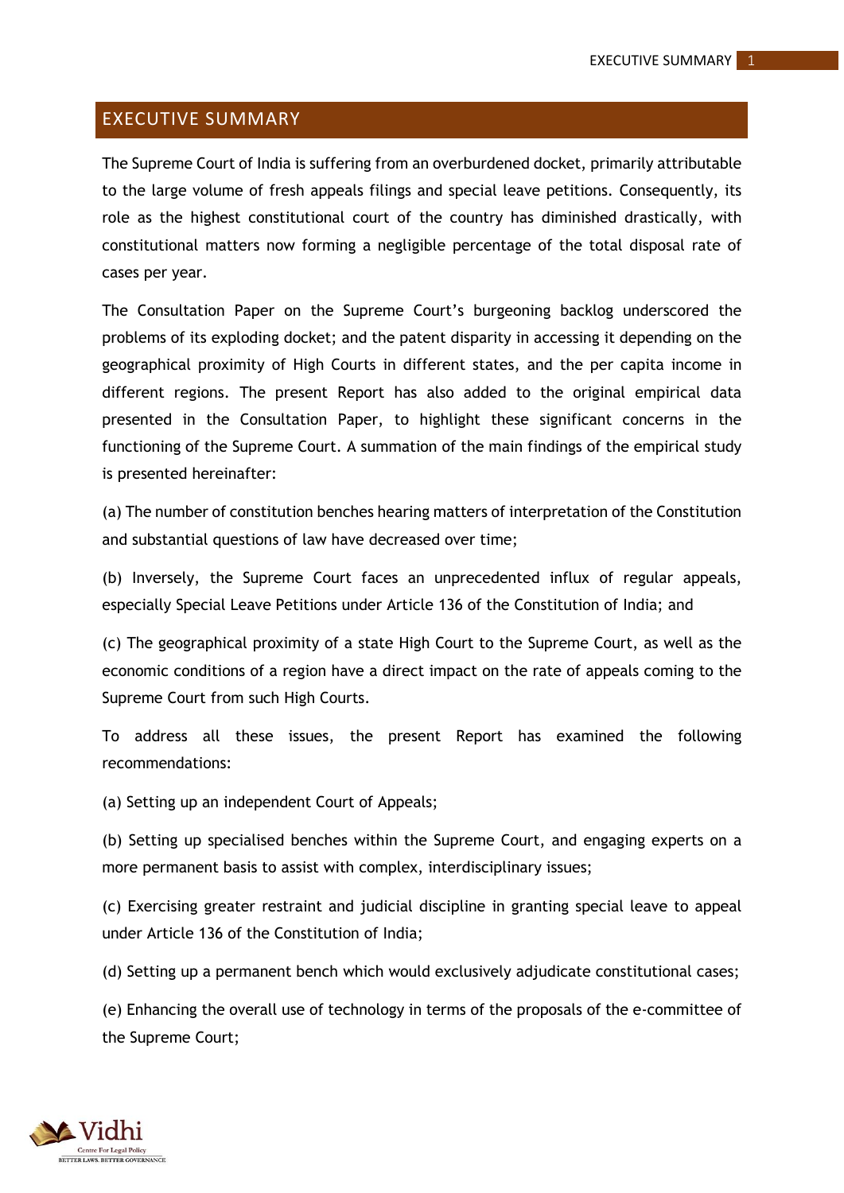# EXECUTIVE SUMMARY

The Supreme Court of India is suffering from an overburdened docket, primarily attributable to the large volume of fresh appeals filings and special leave petitions. Consequently, its role as the highest constitutional court of the country has diminished drastically, with constitutional matters now forming a negligible percentage of the total disposal rate of cases per year.

The Consultation Paper on the Supreme Court's burgeoning backlog underscored the problems of its exploding docket; and the patent disparity in accessing it depending on the geographical proximity of High Courts in different states, and the per capita income in different regions. The present Report has also added to the original empirical data presented in the Consultation Paper, to highlight these significant concerns in the functioning of the Supreme Court. A summation of the main findings of the empirical study is presented hereinafter:

(a) The number of constitution benches hearing matters of interpretation of the Constitution and substantial questions of law have decreased over time;

(b) Inversely, the Supreme Court faces an unprecedented influx of regular appeals, especially Special Leave Petitions under Article 136 of the Constitution of India; and

(c) The geographical proximity of a state High Court to the Supreme Court, as well as the economic conditions of a region have a direct impact on the rate of appeals coming to the Supreme Court from such High Courts.

To address all these issues, the present Report has examined the following recommendations:

(a) Setting up an independent Court of Appeals;

(b) Setting up specialised benches within the Supreme Court, and engaging experts on a more permanent basis to assist with complex, interdisciplinary issues;

(c) Exercising greater restraint and judicial discipline in granting special leave to appeal under Article 136 of the Constitution of India;

(d) Setting up a permanent bench which would exclusively adjudicate constitutional cases;

(e) Enhancing the overall use of technology in terms of the proposals of the e-committee of the Supreme Court;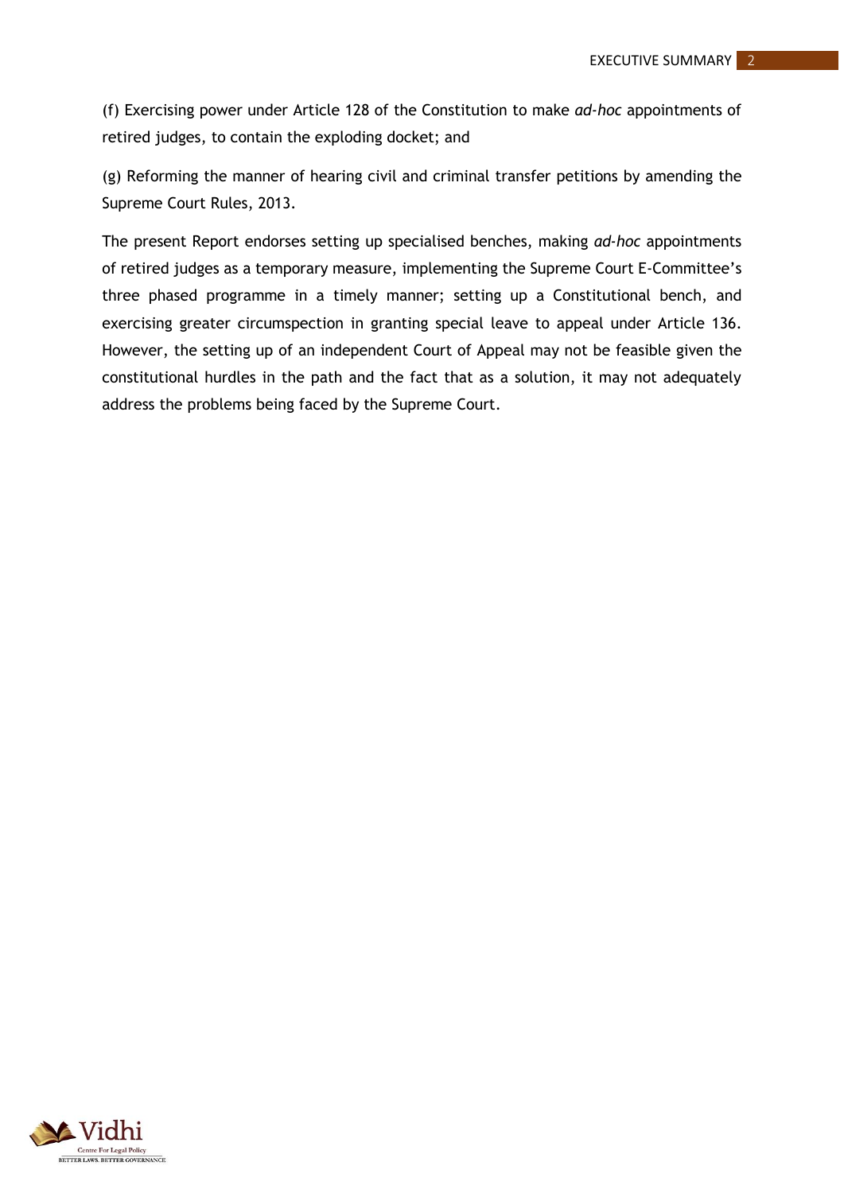(f) Exercising power under Article 128 of the Constitution to make *ad-hoc* appointments of retired judges, to contain the exploding docket; and

(g) Reforming the manner of hearing civil and criminal transfer petitions by amending the Supreme Court Rules, 2013.

The present Report endorses setting up specialised benches, making *ad-hoc* appointments of retired judges as a temporary measure, implementing the Supreme Court E-Committee's three phased programme in a timely manner; setting up a Constitutional bench, and exercising greater circumspection in granting special leave to appeal under Article 136. However, the setting up of an independent Court of Appeal may not be feasible given the constitutional hurdles in the path and the fact that as a solution, it may not adequately address the problems being faced by the Supreme Court.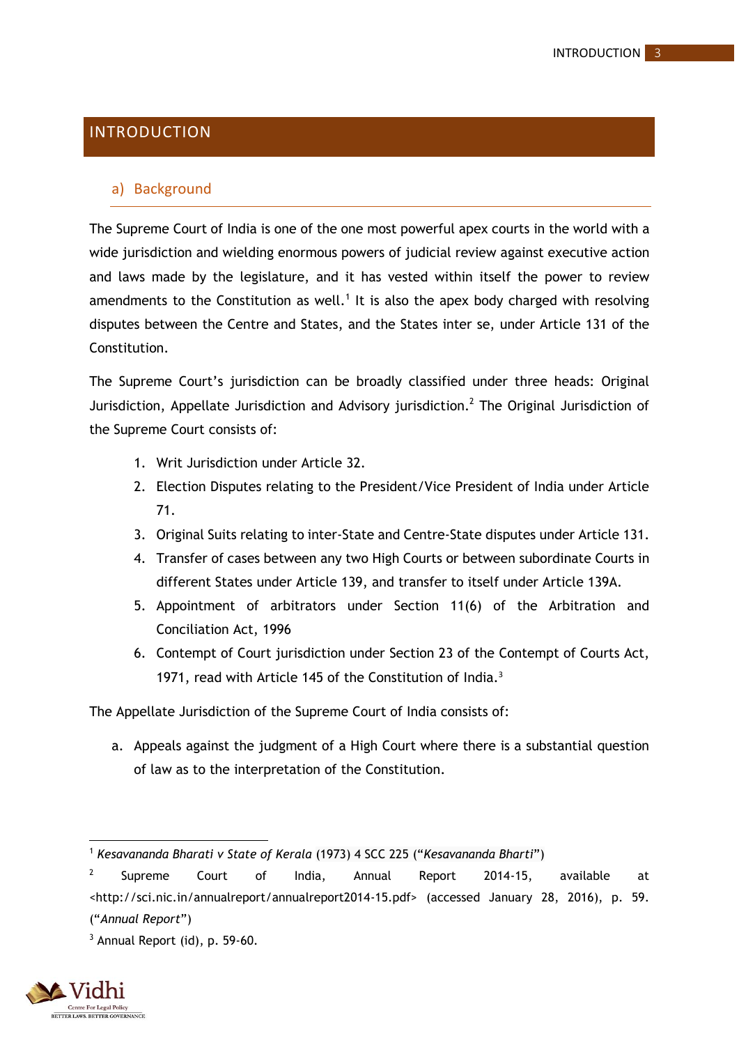# INTRODUCTION

## a) Background

The Supreme Court of India is one of the one most powerful apex courts in the world with a wide jurisdiction and wielding enormous powers of judicial review against executive action and laws made by the legislature, and it has vested within itself the power to review amendments to the Constitution as well.[1] It is also the apex body charged with resolving disputes between the Centre and States, and the States inter se, under Article 131 of the Constitution.

The Supreme Court's jurisdiction can be broadly classified under three heads: Original Jurisdiction, Appellate Jurisdiction and Advisory jurisdiction.[2] The Original Jurisdiction of the Supreme Court consists of:

1. Writ Jurisdiction under Article 32.
2. Election Disputes relating to the President/Vice President of India under Article 71.
3. Original Suits relating to inter-State and Centre-State disputes under Article 131.
4. Transfer of cases between any two High Courts or between subordinate Courts in different States under Article 139, and transfer to itself under Article 139A.
5. Appointment of arbitrators under Section 11(6) of the Arbitration and Conciliation Act, 1996
6. Contempt of Court jurisdiction under Section 23 of the Contempt of Courts Act, 1971, read with Article 145 of the Constitution of India.[3]

The Appellate Jurisdiction of the Supreme Court of India consists of:

a. Appeals against the judgment of a High Court where there is a substantial question of law as to the interpretation of the Constitution.

---

[1] *Kesavananda Bharati v State of Kerala* (1973) 4 SCC 225 ("*Kesavananda Bharti*")

[2] Supreme Court of India, Annual Report 2014-15, available at <http://sci.nic.in/annualreport/annualreport2014-15.pdf> (accessed January 28, 2016), p. 59. ("*Annual Report*")

[3] Annual Report (id), p. 59-60.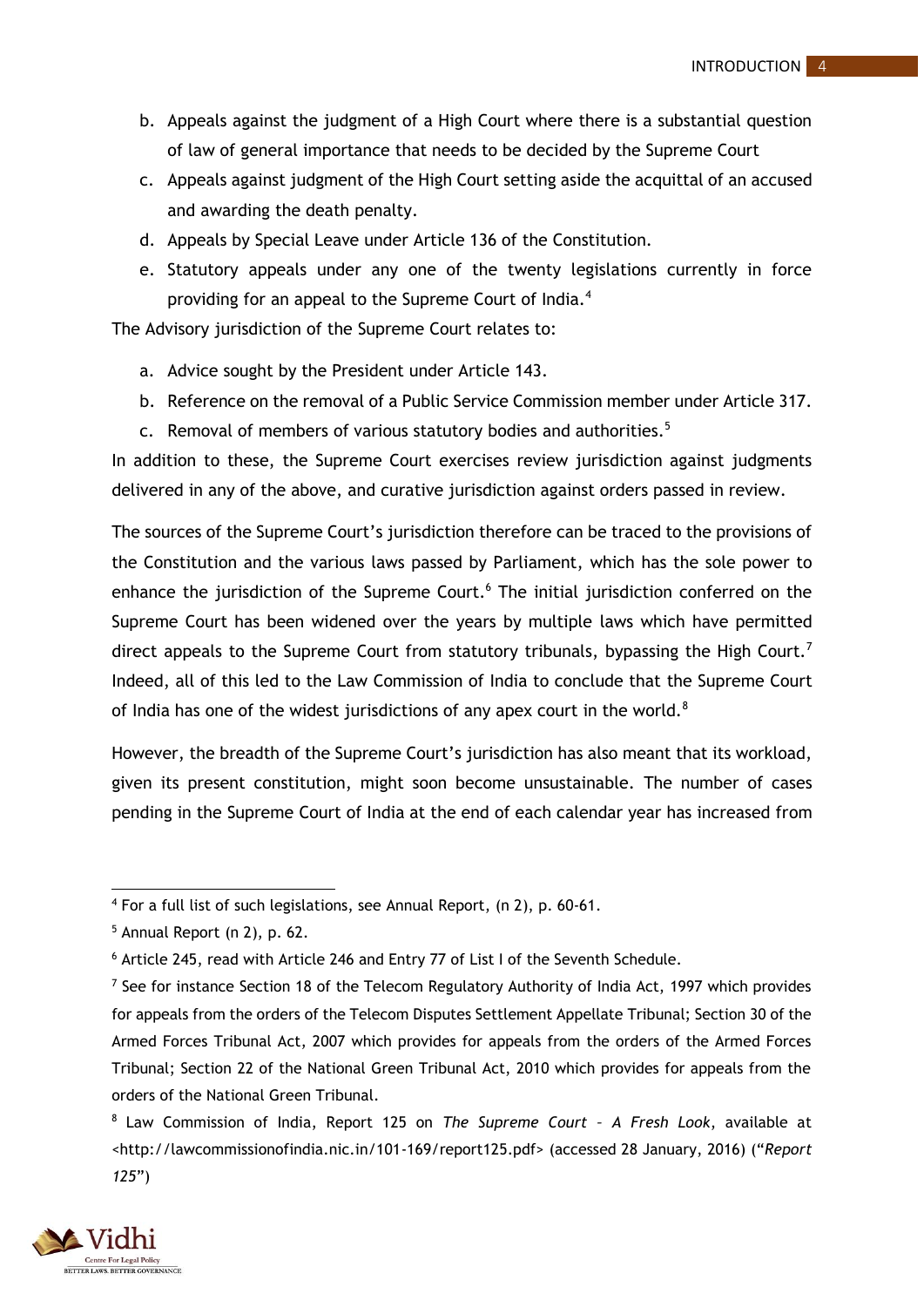b. Appeals against the judgment of a High Court where there is a substantial question of law of general importance that needs to be decided by the Supreme Court
c. Appeals against judgment of the High Court setting aside the acquittal of an accused and awarding the death penalty.
d. Appeals by Special Leave under Article 136 of the Constitution.
e. Statutory appeals under any one of the twenty legislations currently in force providing for an appeal to the Supreme Court of India.[4]

The Advisory jurisdiction of the Supreme Court relates to:

a. Advice sought by the President under Article 143.
b. Reference on the removal of a Public Service Commission member under Article 317.
c. Removal of members of various statutory bodies and authorities.[5]

In addition to these, the Supreme Court exercises review jurisdiction against judgments delivered in any of the above, and curative jurisdiction against orders passed in review.

The sources of the Supreme Court's jurisdiction therefore can be traced to the provisions of the Constitution and the various laws passed by Parliament, which has the sole power to enhance the jurisdiction of the Supreme Court.[6] The initial jurisdiction conferred on the Supreme Court has been widened over the years by multiple laws which have permitted direct appeals to the Supreme Court from statutory tribunals, bypassing the High Court.[7] Indeed, all of this led to the Law Commission of India to conclude that the Supreme Court of India has one of the widest jurisdictions of any apex court in the world.[8]

However, the breadth of the Supreme Court's jurisdiction has also meant that its workload, given its present constitution, might soon become unsustainable. The number of cases pending in the Supreme Court of India at the end of each calendar year has increased from

---

[4] For a full list of such legislations, see Annual Report, (n 2), p. 60-61.

[5] Annual Report (n 2), p. 62.

[6] Article 245, read with Article 246 and Entry 77 of List I of the Seventh Schedule.

[7] See for instance Section 18 of the Telecom Regulatory Authority of India Act, 1997 which provides for appeals from the orders of the Telecom Disputes Settlement Appellate Tribunal; Section 30 of the Armed Forces Tribunal Act, 2007 which provides for appeals from the orders of the Armed Forces Tribunal; Section 22 of the National Green Tribunal Act, 2010 which provides for appeals from the orders of the National Green Tribunal.

[8] Law Commission of India, Report 125 on *The Supreme Court – A Fresh Look*, available at <http://lawcommissionofindia.nic.in/101-169/report125.pdf> (accessed 28 January, 2016) ("*Report 125*")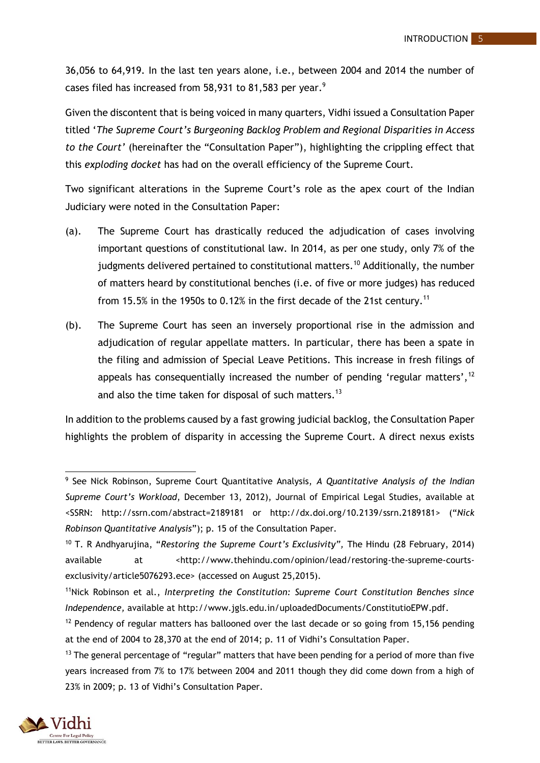36,056 to 64,919. In the last ten years alone, i.e., between 2004 and 2014 the number of cases filed has increased from 58,931 to 81,583 per year.[9]

Given the discontent that is being voiced in many quarters, Vidhi issued a Consultation Paper titled '*The Supreme Court's Burgeoning Backlog Problem and Regional Disparities in Access to the Court*' (hereinafter the "Consultation Paper"), highlighting the crippling effect that this *exploding docket* has had on the overall efficiency of the Supreme Court.

Two significant alterations in the Supreme Court's role as the apex court of the Indian Judiciary were noted in the Consultation Paper:

(a). The Supreme Court has drastically reduced the adjudication of cases involving important questions of constitutional law. In 2014, as per one study, only 7% of the judgments delivered pertained to constitutional matters.[10] Additionally, the number of matters heard by constitutional benches (i.e. of five or more judges) has reduced from 15.5% in the 1950s to 0.12% in the first decade of the 21st century.[11]

(b). The Supreme Court has seen an inversely proportional rise in the admission and adjudication of regular appellate matters. In particular, there has been a spate in the filing and admission of Special Leave Petitions. This increase in fresh filings of appeals has consequentially increased the number of pending 'regular matters',[12] and also the time taken for disposal of such matters.[13]

In addition to the problems caused by a fast growing judicial backlog, the Consultation Paper highlights the problem of disparity in accessing the Supreme Court. A direct nexus exists

---

[9] See Nick Robinson, Supreme Court Quantitative Analysis, *A Quantitative Analysis of the Indian Supreme Court's Workload*, December 13, 2012), Journal of Empirical Legal Studies, available at <SSRN: http://ssrn.com/abstract=2189181 or http://dx.doi.org/10.2139/ssrn.2189181> ("*Nick Robinson Quantitative Analysis*"); p. 15 of the Consultation Paper.

[10] T. R Andhyarujina, "*Restoring the Supreme Court's Exclusivity*", The Hindu (28 February, 2014) available at <http://www.thehindu.com/opinion/lead/restoring-the-supreme-courts-exclusivity/article5076293.ece> (accessed on August 25,2015).

[11] Nick Robinson et al., *Interpreting the Constitution: Supreme Court Constitution Benches since Independence,* available at http://www.jgls.edu.in/uploadedDocuments/ConstitutioEPW.pdf.

[12] Pendency of regular matters has ballooned over the last decade or so going from 15,156 pending at the end of 2004 to 28,370 at the end of 2014; p. 11 of Vidhi's Consultation Paper.

[13] The general percentage of "regular" matters that have been pending for a period of more than five years increased from 7% to 17% between 2004 and 2011 though they did come down from a high of 23% in 2009; p. 13 of Vidhi's Consultation Paper.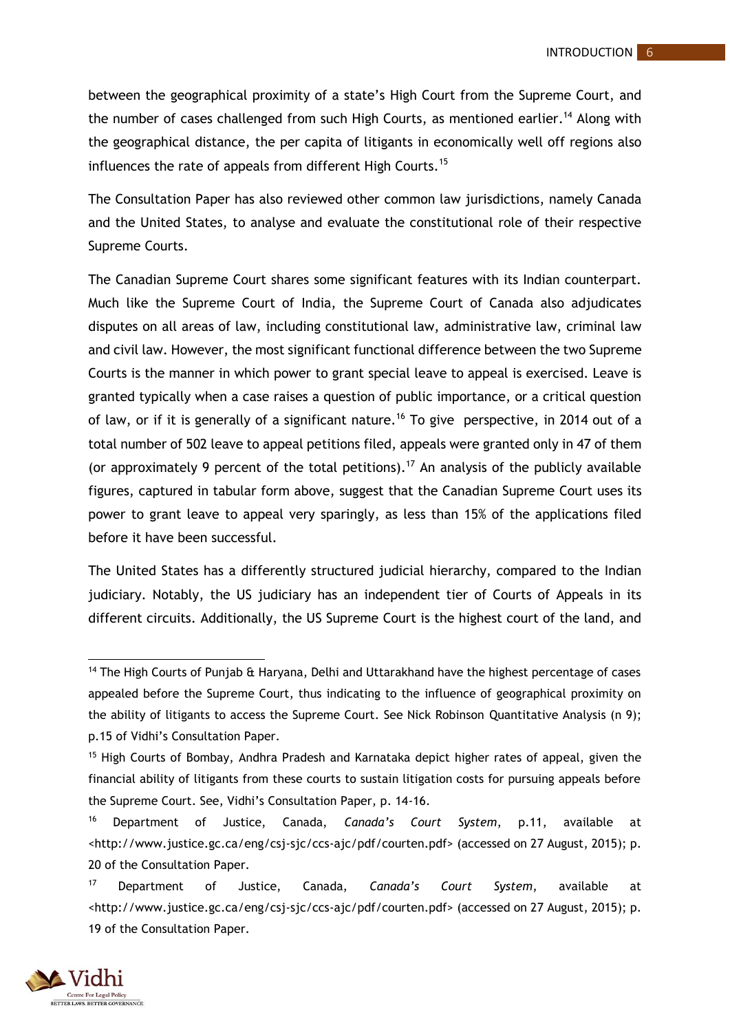between the geographical proximity of a state's High Court from the Supreme Court, and the number of cases challenged from such High Courts, as mentioned earlier.[14] Along with the geographical distance, the per capita of litigants in economically well off regions also influences the rate of appeals from different High Courts.[15]

The Consultation Paper has also reviewed other common law jurisdictions, namely Canada and the United States, to analyse and evaluate the constitutional role of their respective Supreme Courts.

The Canadian Supreme Court shares some significant features with its Indian counterpart. Much like the Supreme Court of India, the Supreme Court of Canada also adjudicates disputes on all areas of law, including constitutional law, administrative law, criminal law and civil law. However, the most significant functional difference between the two Supreme Courts is the manner in which power to grant special leave to appeal is exercised. Leave is granted typically when a case raises a question of public importance, or a critical question of law, or if it is generally of a significant nature.[16] To give perspective, in 2014 out of a total number of 502 leave to appeal petitions filed, appeals were granted only in 47 of them (or approximately 9 percent of the total petitions).[17] An analysis of the publicly available figures, captured in tabular form above, suggest that the Canadian Supreme Court uses its power to grant leave to appeal very sparingly, as less than 15% of the applications filed before it have been successful.

The United States has a differently structured judicial hierarchy, compared to the Indian judiciary. Notably, the US judiciary has an independent tier of Courts of Appeals in its different circuits. Additionally, the US Supreme Court is the highest court of the land, and

---

[14] The High Courts of Punjab & Haryana, Delhi and Uttarakhand have the highest percentage of cases appealed before the Supreme Court, thus indicating to the influence of geographical proximity on the ability of litigants to access the Supreme Court. See Nick Robinson Quantitative Analysis (n 9); p.15 of Vidhi's Consultation Paper.

[15] High Courts of Bombay, Andhra Pradesh and Karnataka depict higher rates of appeal, given the financial ability of litigants from these courts to sustain litigation costs for pursuing appeals before the Supreme Court. See, Vidhi's Consultation Paper, p. 14-16.

[16] Department of Justice, Canada, *Canada's Court System*, p.11, available at <http://www.justice.gc.ca/eng/csj-sjc/ccs-ajc/pdf/courten.pdf> (accessed on 27 August, 2015); p. 20 of the Consultation Paper.

[17] Department of Justice, Canada, *Canada's Court System*, available at <http://www.justice.gc.ca/eng/csj-sjc/ccs-ajc/pdf/courten.pdf> (accessed on 27 August, 2015); p. 19 of the Consultation Paper.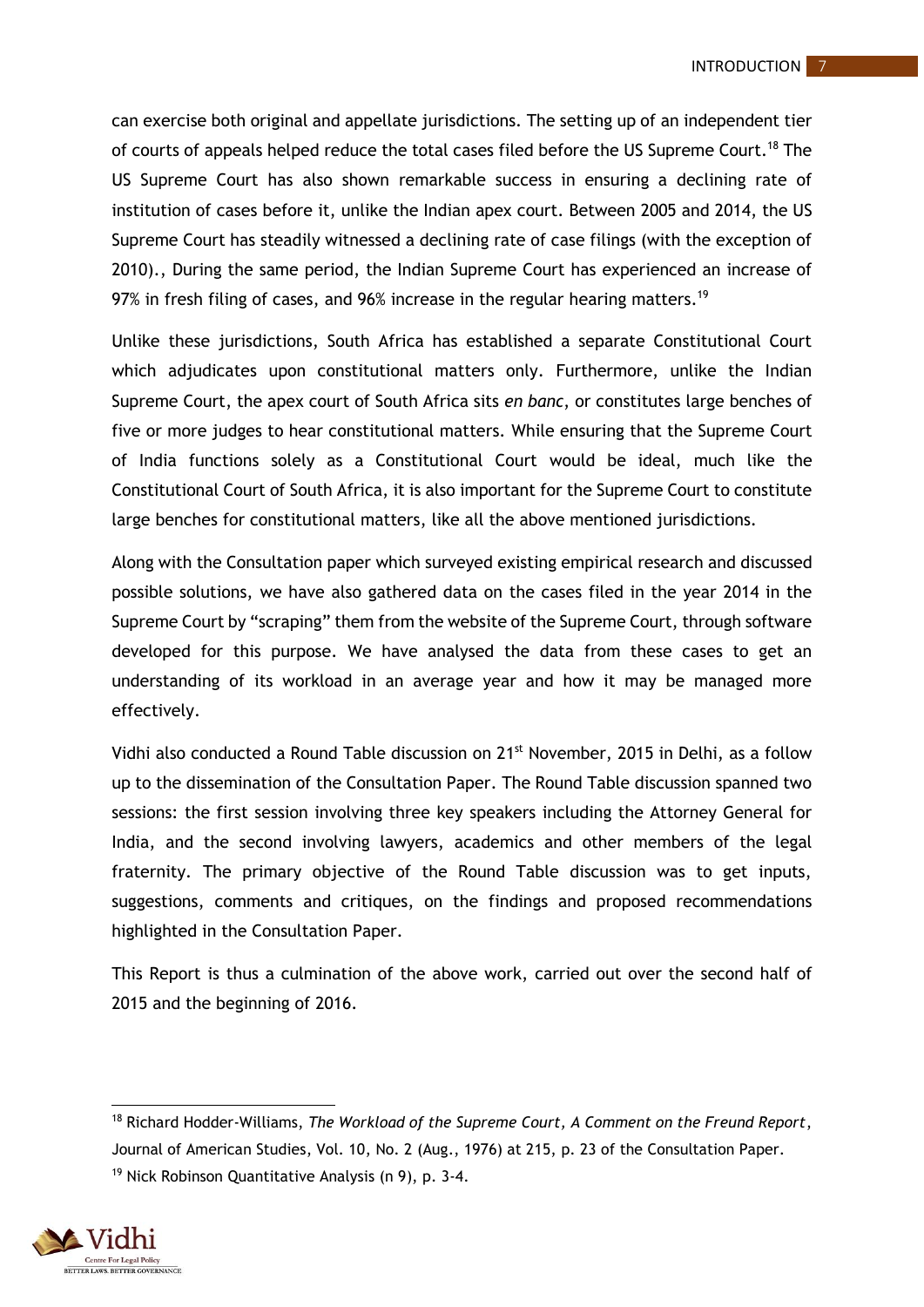can exercise both original and appellate jurisdictions. The setting up of an independent tier of courts of appeals helped reduce the total cases filed before the US Supreme Court.[18] The US Supreme Court has also shown remarkable success in ensuring a declining rate of institution of cases before it, unlike the Indian apex court. Between 2005 and 2014, the US Supreme Court has steadily witnessed a declining rate of case filings (with the exception of 2010)., During the same period, the Indian Supreme Court has experienced an increase of 97% in fresh filing of cases, and 96% increase in the regular hearing matters.[19]

Unlike these jurisdictions, South Africa has established a separate Constitutional Court which adjudicates upon constitutional matters only. Furthermore, unlike the Indian Supreme Court, the apex court of South Africa sits *en banc*, or constitutes large benches of five or more judges to hear constitutional matters. While ensuring that the Supreme Court of India functions solely as a Constitutional Court would be ideal, much like the Constitutional Court of South Africa, it is also important for the Supreme Court to constitute large benches for constitutional matters, like all the above mentioned jurisdictions.

Along with the Consultation paper which surveyed existing empirical research and discussed possible solutions, we have also gathered data on the cases filed in the year 2014 in the Supreme Court by "scraping" them from the website of the Supreme Court, through software developed for this purpose. We have analysed the data from these cases to get an understanding of its workload in an average year and how it may be managed more effectively.

Vidhi also conducted a Round Table discussion on 21st November, 2015 in Delhi, as a follow up to the dissemination of the Consultation Paper. The Round Table discussion spanned two sessions: the first session involving three key speakers including the Attorney General for India, and the second involving lawyers, academics and other members of the legal fraternity. The primary objective of the Round Table discussion was to get inputs, suggestions, comments and critiques, on the findings and proposed recommendations highlighted in the Consultation Paper.

This Report is thus a culmination of the above work, carried out over the second half of 2015 and the beginning of 2016.

---

[18] Richard Hodder-Williams, *The Workload of the Supreme Court, A Comment on the Freund Report*, Journal of American Studies, Vol. 10, No. 2 (Aug., 1976) at 215, p. 23 of the Consultation Paper.

[19] Nick Robinson Quantitative Analysis (n 9), p. 3-4.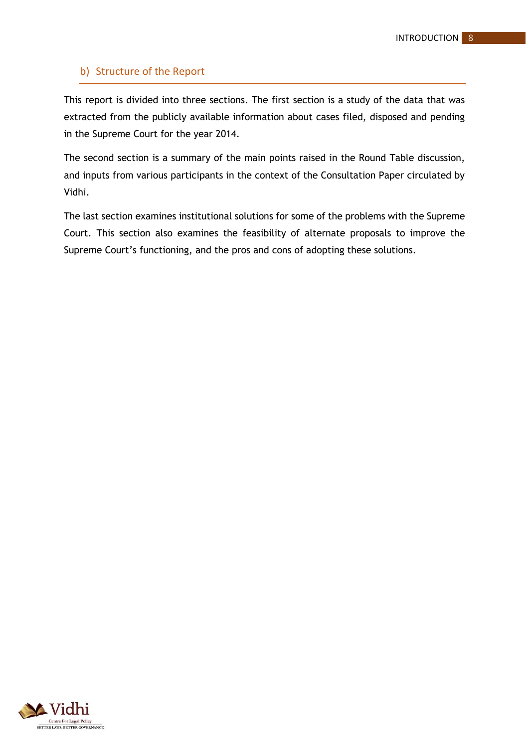## b) Structure of the Report

This report is divided into three sections. The first section is a study of the data that was extracted from the publicly available information about cases filed, disposed and pending in the Supreme Court for the year 2014.

The second section is a summary of the main points raised in the Round Table discussion, and inputs from various participants in the context of the Consultation Paper circulated by Vidhi.

The last section examines institutional solutions for some of the problems with the Supreme Court. This section also examines the feasibility of alternate proposals to improve the Supreme Court's functioning, and the pros and cons of adopting these solutions.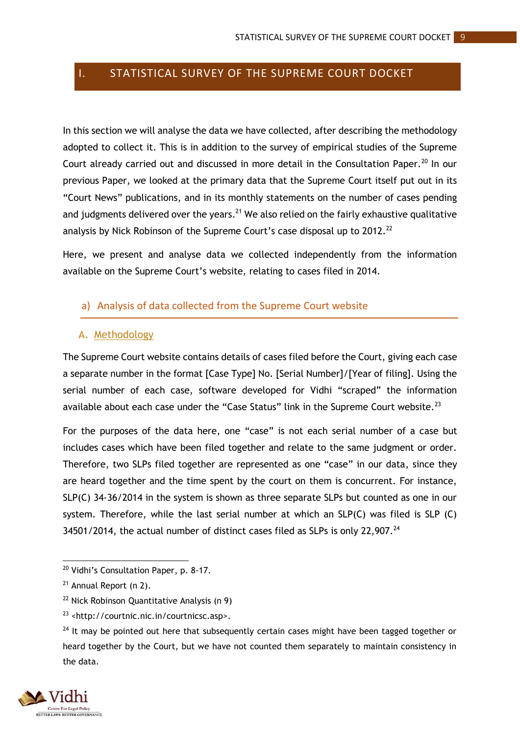# I. STATISTICAL SURVEY OF THE SUPREME COURT DOCKET

In this section we will analyse the data we have collected, after describing the methodology adopted to collect it. This is in addition to the survey of empirical studies of the Supreme Court already carried out and discussed in more detail in the Consultation Paper.[20] In our previous Paper, we looked at the primary data that the Supreme Court itself put out in its "Court News" publications, and in its monthly statements on the number of cases pending and judgments delivered over the years.[21] We also relied on the fairly exhaustive qualitative analysis by Nick Robinson of the Supreme Court's case disposal up to 2012.[22]

Here, we present and analyse data we collected independently from the information available on the Supreme Court's website, relating to cases filed in 2014.

## a) Analysis of data collected from the Supreme Court website

### A. Methodology

The Supreme Court website contains details of cases filed before the Court, giving each case a separate number in the format [Case Type] No. [Serial Number]/[Year of filing]. Using the serial number of each case, software developed for Vidhi "scraped" the information available about each case under the "Case Status" link in the Supreme Court website.[23]

For the purposes of the data here, one "case" is not each serial number of a case but includes cases which have been filed together and relate to the same judgment or order. Therefore, two SLPs filed together are represented as one "case" in our data, since they are heard together and the time spent by the court on them is concurrent. For instance, SLP(C) 34-36/2014 in the system is shown as three separate SLPs but counted as one in our system. Therefore, while the last serial number at which an SLP(C) was filed is SLP (C) 34501/2014, the actual number of distinct cases filed as SLPs is only 22,907.[24]

---

[20] Vidhi's Consultation Paper, p. 8-17.

[21] Annual Report (n 2).

[22] Nick Robinson Quantitative Analysis (n 9)

[23] <http://courtnic.nic.in/courtnicsc.asp>.

[24] It may be pointed out here that subsequently certain cases might have been tagged together or heard together by the Court, but we have not counted them separately to maintain consistency in the data.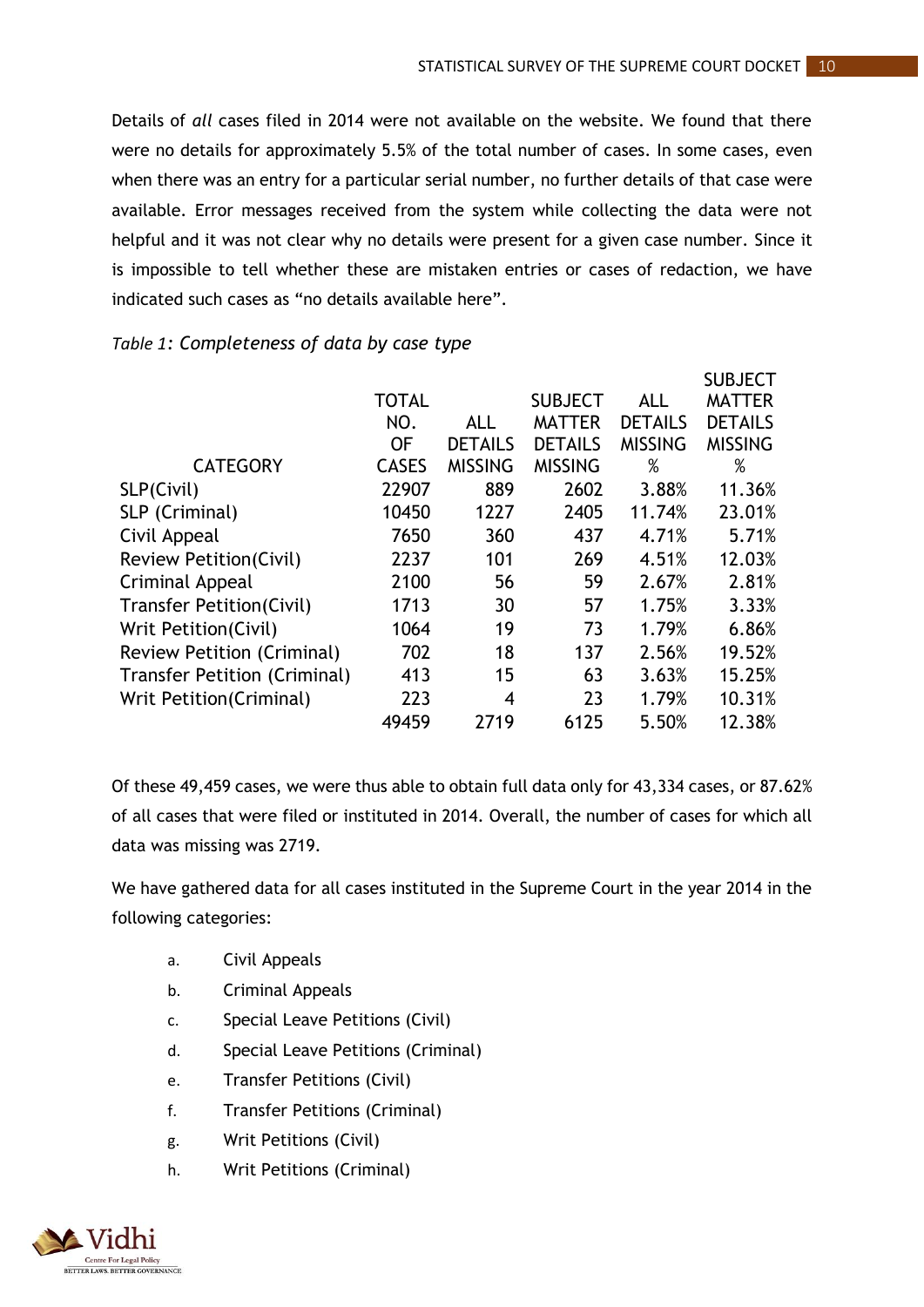Details of *all* cases filed in 2014 were not available on the website. We found that there were no details for approximately 5.5% of the total number of cases. In some cases, even when there was an entry for a particular serial number, no further details of that case were available. Error messages received from the system while collecting the data were not helpful and it was not clear why no details were present for a given case number. Since it is impossible to tell whether these are mistaken entries or cases of redaction, we have indicated such cases as "no details available here".

*Table 1: Completeness of data by case type*

| CATEGORY | TOTAL NO. OF CASES | ALL DETAILS MISSING | SUBJECT MATTER DETAILS MISSING | ALL DETAILS MISSING % | SUBJECT MATTER DETAILS MISSING % |
|---|---|---|---|---|---|
| SLP(Civil) | 22907 | 889 | 2602 | 3.88% | 11.36% |
| SLP (Criminal) | 10450 | 1227 | 2405 | 11.74% | 23.01% |
| Civil Appeal | 7650 | 360 | 437 | 4.71% | 5.71% |
| Review Petition(Civil) | 2237 | 101 | 269 | 4.51% | 12.03% |
| Criminal Appeal | 2100 | 56 | 59 | 2.67% | 2.81% |
| Transfer Petition(Civil) | 1713 | 30 | 57 | 1.75% | 3.33% |
| Writ Petition(Civil) | 1064 | 19 | 73 | 1.79% | 6.86% |
| Review Petition (Criminal) | 702 | 18 | 137 | 2.56% | 19.52% |
| Transfer Petition (Criminal) | 413 | 15 | 63 | 3.63% | 15.25% |
| Writ Petition(Criminal) | 223 | 4 | 23 | 1.79% | 10.31% |
| | 49459 | 2719 | 6125 | 5.50% | 12.38% |

Of these 49,459 cases, we were thus able to obtain full data only for 43,334 cases, or 87.62% of all cases that were filed or instituted in 2014. Overall, the number of cases for which all data was missing was 2719.

We have gathered data for all cases instituted in the Supreme Court in the year 2014 in the following categories:

a. Civil Appeals
b. Criminal Appeals
c. Special Leave Petitions (Civil)
d. Special Leave Petitions (Criminal)
e. Transfer Petitions (Civil)
f. Transfer Petitions (Criminal)
g. Writ Petitions (Civil)
h. Writ Petitions (Criminal)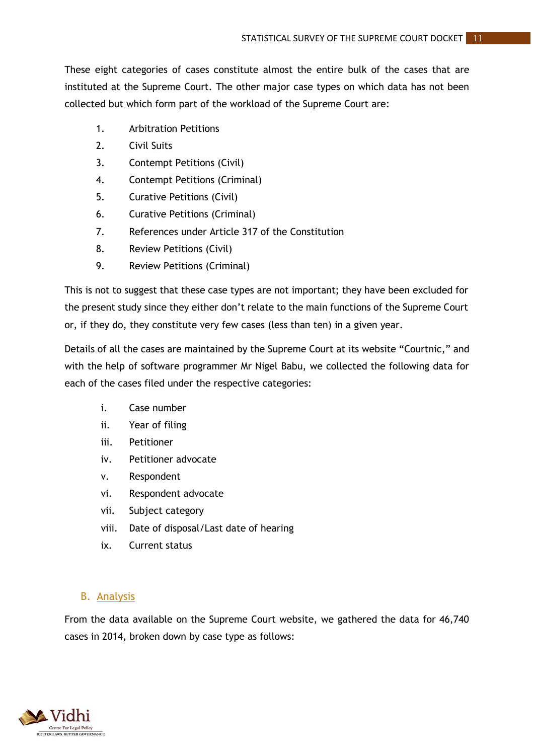These eight categories of cases constitute almost the entire bulk of the cases that are instituted at the Supreme Court. The other major case types on which data has not been collected but which form part of the workload of the Supreme Court are:

1. Arbitration Petitions
2. Civil Suits
3. Contempt Petitions (Civil)
4. Contempt Petitions (Criminal)
5. Curative Petitions (Civil)
6. Curative Petitions (Criminal)
7. References under Article 317 of the Constitution
8. Review Petitions (Civil)
9. Review Petitions (Criminal)

This is not to suggest that these case types are not important; they have been excluded for the present study since they either don't relate to the main functions of the Supreme Court or, if they do, they constitute very few cases (less than ten) in a given year.

Details of all the cases are maintained by the Supreme Court at its website "Courtnic," and with the help of software programmer Mr Nigel Babu, we collected the following data for each of the cases filed under the respective categories:

i. Case number
ii. Year of filing
iii. Petitioner
iv. Petitioner advocate
v. Respondent
vi. Respondent advocate
vii. Subject category
viii. Date of disposal/Last date of hearing
ix. Current status

## B. Analysis

From the data available on the Supreme Court website, we gathered the data for 46,740 cases in 2014, broken down by case type as follows: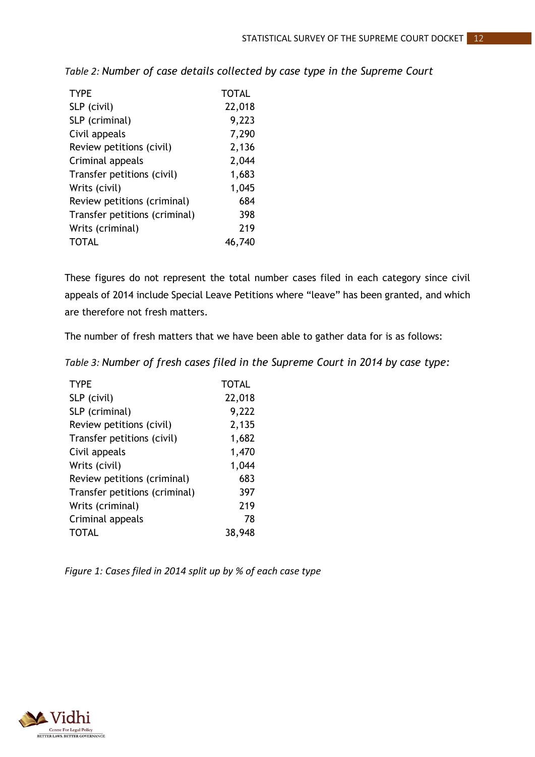*Table 2: Number of case details collected by case type in the Supreme Court*

| TYPE | TOTAL |
|---|---|
| SLP (civil) | 22,018 |
| SLP (criminal) | 9,223 |
| Civil appeals | 7,290 |
| Review petitions (civil) | 2,136 |
| Criminal appeals | 2,044 |
| Transfer petitions (civil) | 1,683 |
| Writs (civil) | 1,045 |
| Review petitions (criminal) | 684 |
| Transfer petitions (criminal) | 398 |
| Writs (criminal) | 219 |
| TOTAL | 46,740 |

These figures do not represent the total number cases filed in each category since civil appeals of 2014 include Special Leave Petitions where "leave" has been granted, and which are therefore not fresh matters.

The number of fresh matters that we have been able to gather data for is as follows:

*Table 3: Number of fresh cases filed in the Supreme Court in 2014 by case type:*

| TYPE | TOTAL |
|---|---|
| SLP (civil) | 22,018 |
| SLP (criminal) | 9,222 |
| Review petitions (civil) | 2,135 |
| Transfer petitions (civil) | 1,682 |
| Civil appeals | 1,470 |
| Writs (civil) | 1,044 |
| Review petitions (criminal) | 683 |
| Transfer petitions (criminal) | 397 |
| Writs (criminal) | 219 |
| Criminal appeals | 78 |
| TOTAL | 38,948 |

*Figure 1: Cases filed in 2014 split up by % of each case type*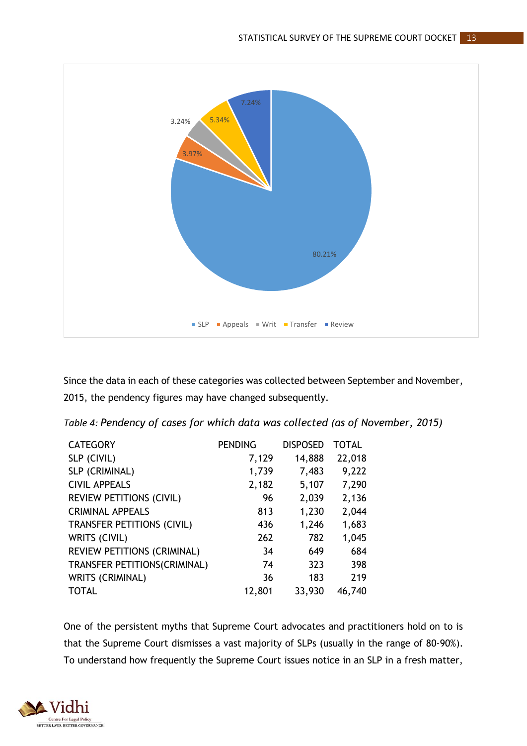Since the data in each of these categories was collected between September and November, 2015, the pendency figures may have changed subsequently.

*Table 4: Pendency of cases for which data was collected (as of November, 2015)*

| CATEGORY | PENDING | DISPOSED | TOTAL |
|---|---|---|---|
| SLP (CIVIL) | 7,129 | 14,888 | 22,018 |
| SLP (CRIMINAL) | 1,739 | 7,483 | 9,222 |
| CIVIL APPEALS | 2,182 | 5,107 | 7,290 |
| REVIEW PETITIONS (CIVIL) | 96 | 2,039 | 2,136 |
| CRIMINAL APPEALS | 813 | 1,230 | 2,044 |
| TRANSFER PETITIONS (CIVIL) | 436 | 1,246 | 1,683 |
| WRITS (CIVIL) | 262 | 782 | 1,045 |
| REVIEW PETITIONS (CRIMINAL) | 34 | 649 | 684 |
| TRANSFER PETITIONS(CRIMINAL) | 74 | 323 | 398 |
| WRITS (CRIMINAL) | 36 | 183 | 219 |
| TOTAL | 12,801 | 33,930 | 46,740 |

One of the persistent myths that Supreme Court advocates and practitioners hold on to is that the Supreme Court dismisses a vast majority of SLPs (usually in the range of 80-90%). To understand how frequently the Supreme Court issues notice in an SLP in a fresh matter,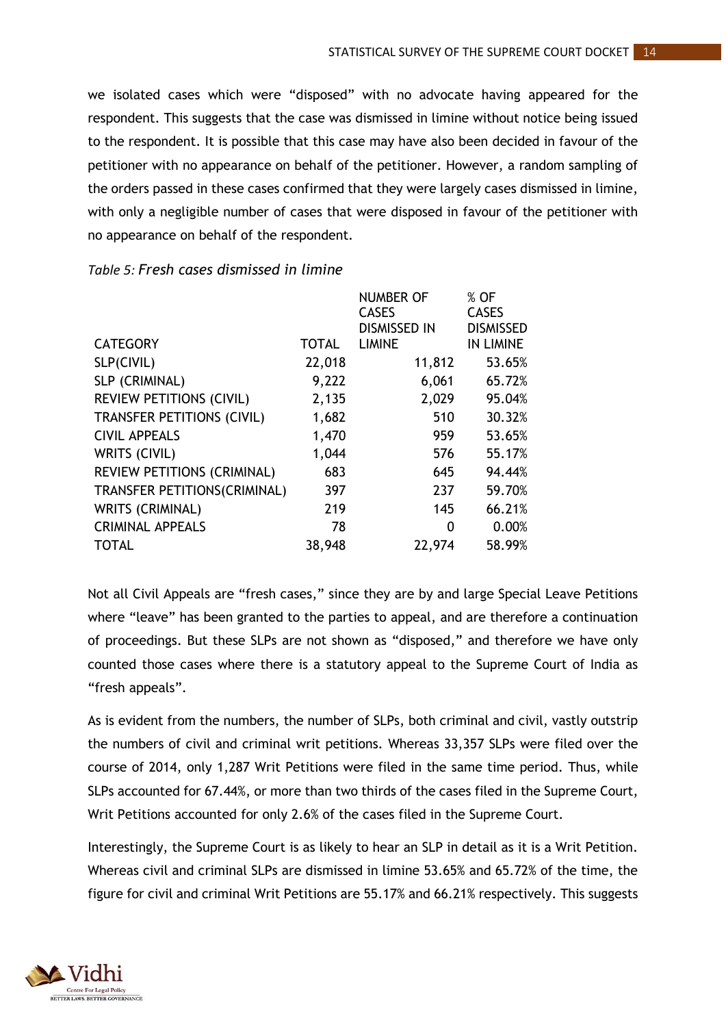we isolated cases which were "disposed" with no advocate having appeared for the respondent. This suggests that the case was dismissed in limine without notice being issued to the respondent. It is possible that this case may have also been decided in favour of the petitioner with no appearance on behalf of the petitioner. However, a random sampling of the orders passed in these cases confirmed that they were largely cases dismissed in limine, with only a negligible number of cases that were disposed in favour of the petitioner with no appearance on behalf of the respondent.

*Table 5: Fresh cases dismissed in limine*

| CATEGORY | TOTAL | NUMBER OF CASES DISMISSED IN LIMINE | % OF CASES DISMISSED IN LIMINE |
|---|---|---|---|
| SLP(CIVIL) | 22,018 | 11,812 | 53.65% |
| SLP (CRIMINAL) | 9,222 | 6,061 | 65.72% |
| REVIEW PETITIONS (CIVIL) | 2,135 | 2,029 | 95.04% |
| TRANSFER PETITIONS (CIVIL) | 1,682 | 510 | 30.32% |
| CIVIL APPEALS | 1,470 | 959 | 53.65% |
| WRITS (CIVIL) | 1,044 | 576 | 55.17% |
| REVIEW PETITIONS (CRIMINAL) | 683 | 645 | 94.44% |
| TRANSFER PETITIONS(CRIMINAL) | 397 | 237 | 59.70% |
| WRITS (CRIMINAL) | 219 | 145 | 66.21% |
| CRIMINAL APPEALS | 78 | 0 | 0.00% |
| TOTAL | 38,948 | 22,974 | 58.99% |

Not all Civil Appeals are "fresh cases," since they are by and large Special Leave Petitions where "leave" has been granted to the parties to appeal, and are therefore a continuation of proceedings. But these SLPs are not shown as "disposed," and therefore we have only counted those cases where there is a statutory appeal to the Supreme Court of India as "fresh appeals".

As is evident from the numbers, the number of SLPs, both criminal and civil, vastly outstrip the numbers of civil and criminal writ petitions. Whereas 33,357 SLPs were filed over the course of 2014, only 1,287 Writ Petitions were filed in the same time period. Thus, while SLPs accounted for 67.44%, or more than two thirds of the cases filed in the Supreme Court, Writ Petitions accounted for only 2.6% of the cases filed in the Supreme Court.

Interestingly, the Supreme Court is as likely to hear an SLP in detail as it is a Writ Petition. Whereas civil and criminal SLPs are dismissed in limine 53.65% and 65.72% of the time, the figure for civil and criminal Writ Petitions are 55.17% and 66.21% respectively. This suggests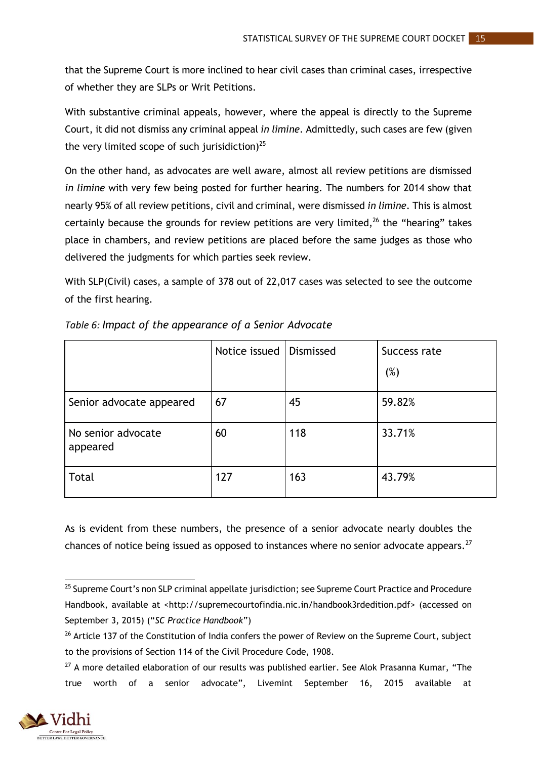that the Supreme Court is more inclined to hear civil cases than criminal cases, irrespective of whether they are SLPs or Writ Petitions.

With substantive criminal appeals, however, where the appeal is directly to the Supreme Court, it did not dismiss any criminal appeal *in limine*. Admittedly, such cases are few (given the very limited scope of such jurisidiction)[25]

On the other hand, as advocates are well aware, almost all review petitions are dismissed *in limine* with very few being posted for further hearing. The numbers for 2014 show that nearly 95% of all review petitions, civil and criminal, were dismissed *in limine*. This is almost certainly because the grounds for review petitions are very limited,[26] the "hearing" takes place in chambers, and review petitions are placed before the same judges as those who delivered the judgments for which parties seek review.

With SLP(Civil) cases, a sample of 378 out of 22,017 cases was selected to see the outcome of the first hearing.

*Table 6: Impact of the appearance of a Senior Advocate*

| | Notice issued | Dismissed | Success rate (%) |
|---|---|---|---|
| Senior advocate appeared | 67 | 45 | 59.82% |
| No senior advocate appeared | 60 | 118 | 33.71% |
| Total | 127 | 163 | 43.79% |

As is evident from these numbers, the presence of a senior advocate nearly doubles the chances of notice being issued as opposed to instances where no senior advocate appears.[27]

---

[25] Supreme Court's non SLP criminal appellate jurisdiction; see Supreme Court Practice and Procedure Handbook, available at <http://supremecourtofindia.nic.in/handbook3rdedition.pdf> (accessed on September 3, 2015) ("*SC Practice Handbook*")

[26] Article 137 of the Constitution of India confers the power of Review on the Supreme Court, subject to the provisions of Section 114 of the Civil Procedure Code, 1908.

[27] A more detailed elaboration of our results was published earlier. See Alok Prasanna Kumar, "The true worth of a senior advocate", Livemint September 16, 2015 available at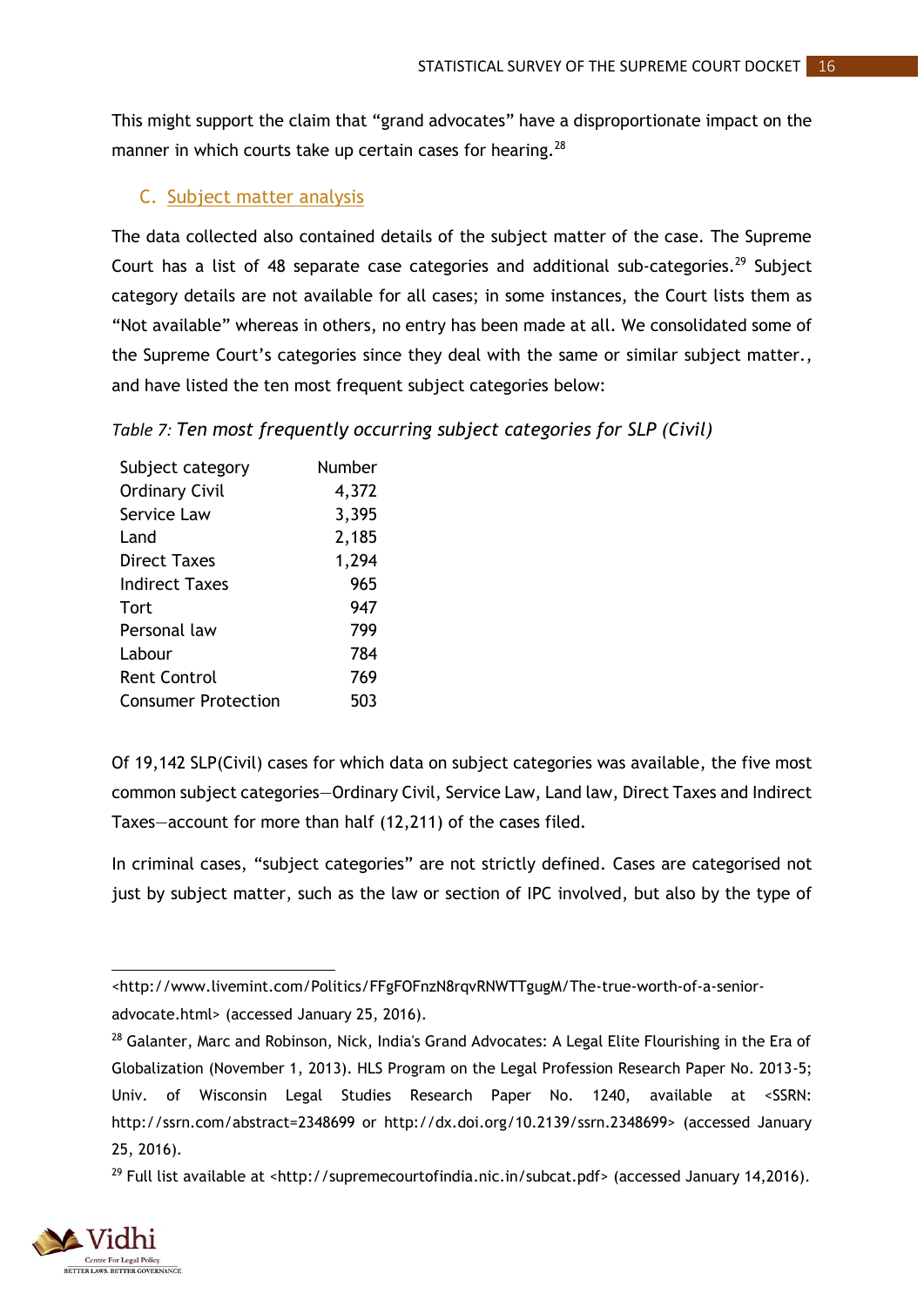This might support the claim that "grand advocates" have a disproportionate impact on the manner in which courts take up certain cases for hearing.[28]

### C. Subject matter analysis

The data collected also contained details of the subject matter of the case. The Supreme Court has a list of 48 separate case categories and additional sub-categories.[29] Subject category details are not available for all cases; in some instances, the Court lists them as "Not available" whereas in others, no entry has been made at all. We consolidated some of the Supreme Court's categories since they deal with the same or similar subject matter., and have listed the ten most frequent subject categories below:

*Table 7: Ten most frequently occurring subject categories for SLP (Civil)*

| Subject category | Number |
|---|---|
| Ordinary Civil | 4,372 |
| Service Law | 3,395 |
| Land | 2,185 |
| Direct Taxes | 1,294 |
| Indirect Taxes | 965 |
| Tort | 947 |
| Personal law | 799 |
| Labour | 784 |
| Rent Control | 769 |
| Consumer Protection | 503 |

Of 19,142 SLP(Civil) cases for which data on subject categories was available, the five most common subject categories—Ordinary Civil, Service Law, Land law, Direct Taxes and Indirect Taxes—account for more than half (12,211) of the cases filed.

In criminal cases, "subject categories" are not strictly defined. Cases are categorised not just by subject matter, such as the law or section of IPC involved, but also by the type of

---

<http://www.livemint.com/Politics/FFgFOFnzN8rqvRNWTTgugM/The-true-worth-of-a-senior-advocate.html> (accessed January 25, 2016).

[28] Galanter, Marc and Robinson, Nick, India's Grand Advocates: A Legal Elite Flourishing in the Era of Globalization (November 1, 2013). HLS Program on the Legal Profession Research Paper No. 2013-5; Univ. of Wisconsin Legal Studies Research Paper No. 1240, available at <SSRN: http://ssrn.com/abstract=2348699 or http://dx.doi.org/10.2139/ssrn.2348699> (accessed January 25, 2016).

[29] Full list available at <http://supremecourtofindia.nic.in/subcat.pdf> (accessed January 14,2016).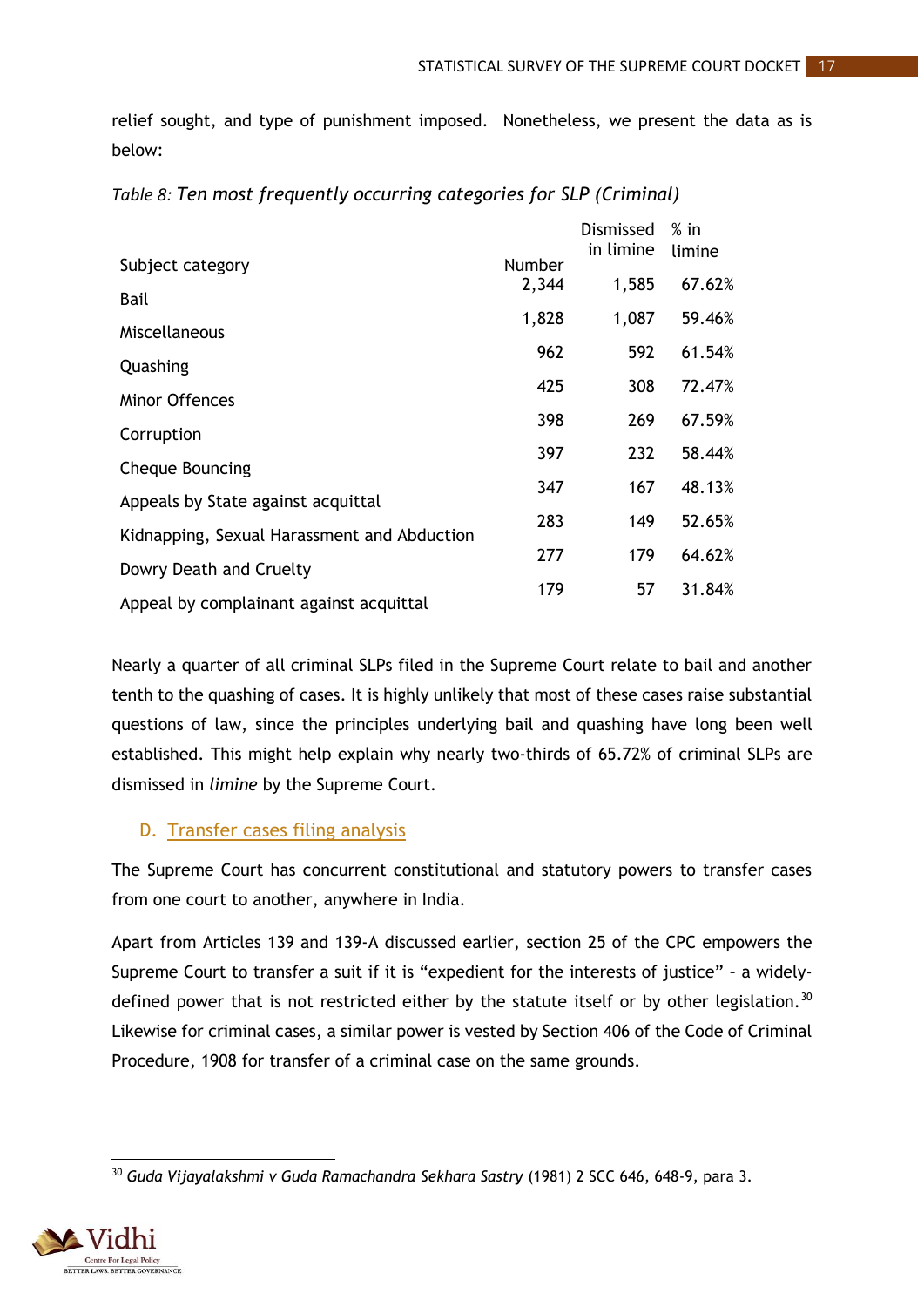relief sought, and type of punishment imposed. Nonetheless, we present the data as is below:

*Table 8: Ten most frequently occurring categories for SLP (Criminal)*

| Subject category | Number | Dismissed in limine | % in limine |
|---|---|---|---|
| Bail | 2,344 | 1,585 | 67.62% |
| Miscellaneous | 1,828 | 1,087 | 59.46% |
| Quashing | 962 | 592 | 61.54% |
| Minor Offences | 425 | 308 | 72.47% |
| Corruption | 398 | 269 | 67.59% |
| Cheque Bouncing | 397 | 232 | 58.44% |
| Appeals by State against acquittal | 347 | 167 | 48.13% |
| Kidnapping, Sexual Harassment and Abduction | 283 | 149 | 52.65% |
| Dowry Death and Cruelty | 277 | 179 | 64.62% |
| Appeal by complainant against acquittal | 179 | 57 | 31.84% |

Nearly a quarter of all criminal SLPs filed in the Supreme Court relate to bail and another tenth to the quashing of cases. It is highly unlikely that most of these cases raise substantial questions of law, since the principles underlying bail and quashing have long been well established. This might help explain why nearly two-thirds of 65.72% of criminal SLPs are dismissed in *limine* by the Supreme Court.

### D. Transfer cases filing analysis

The Supreme Court has concurrent constitutional and statutory powers to transfer cases from one court to another, anywhere in India.

Apart from Articles 139 and 139-A discussed earlier, section 25 of the CPC empowers the Supreme Court to transfer a suit if it is "expedient for the interests of justice" – a widely-defined power that is not restricted either by the statute itself or by other legislation.[30] Likewise for criminal cases, a similar power is vested by Section 406 of the Code of Criminal Procedure, 1908 for transfer of a criminal case on the same grounds.

---

[30] *Guda Vijayalakshmi v Guda Ramachandra Sekhara Sastry* (1981) 2 SCC 646, 648-9, para 3.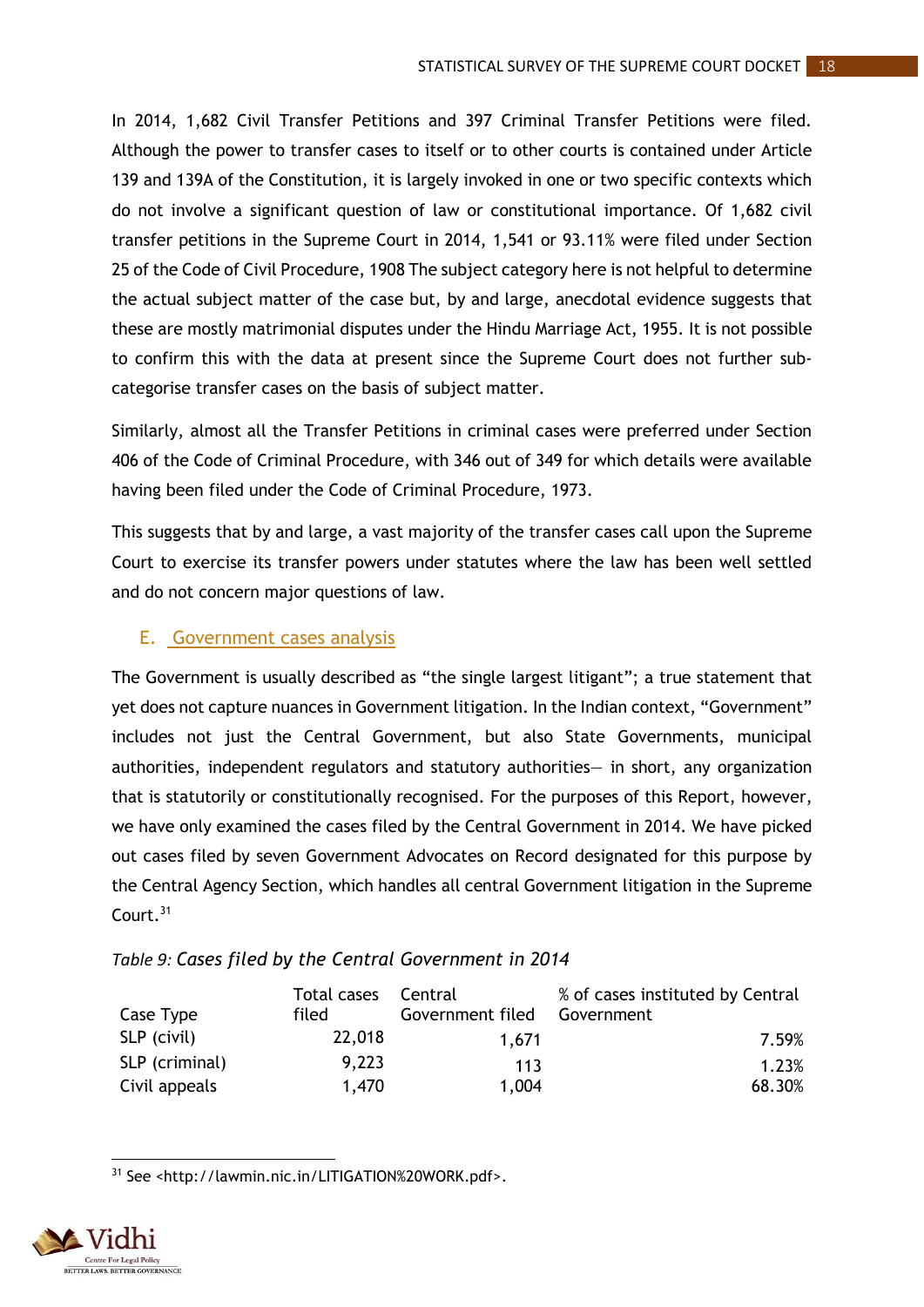In 2014, 1,682 Civil Transfer Petitions and 397 Criminal Transfer Petitions were filed. Although the power to transfer cases to itself or to other courts is contained under Article 139 and 139A of the Constitution, it is largely invoked in one or two specific contexts which do not involve a significant question of law or constitutional importance. Of 1,682 civil transfer petitions in the Supreme Court in 2014, 1,541 or 93.11% were filed under Section 25 of the Code of Civil Procedure, 1908 The subject category here is not helpful to determine the actual subject matter of the case but, by and large, anecdotal evidence suggests that these are mostly matrimonial disputes under the Hindu Marriage Act, 1955. It is not possible to confirm this with the data at present since the Supreme Court does not further sub-categorise transfer cases on the basis of subject matter.

Similarly, almost all the Transfer Petitions in criminal cases were preferred under Section 406 of the Code of Criminal Procedure, with 346 out of 349 for which details were available having been filed under the Code of Criminal Procedure, 1973.

This suggests that by and large, a vast majority of the transfer cases call upon the Supreme Court to exercise its transfer powers under statutes where the law has been well settled and do not concern major questions of law.

## E. Government cases analysis

The Government is usually described as "the single largest litigant"; a true statement that yet does not capture nuances in Government litigation. In the Indian context, "Government" includes not just the Central Government, but also State Governments, municipal authorities, independent regulators and statutory authorities— in short, any organization that is statutorily or constitutionally recognised. For the purposes of this Report, however, we have only examined the cases filed by the Central Government in 2014. We have picked out cases filed by seven Government Advocates on Record designated for this purpose by the Central Agency Section, which handles all central Government litigation in the Supreme Court.[31]

*Table 9: Cases filed by the Central Government in 2014*

| Case Type | Total cases filed | Central Government filed | % of cases instituted by Central Government |
|---|---|---|---|
| SLP (civil) | 22,018 | 1,671 | 7.59% |
| SLP (criminal) | 9,223 | 113 | 1.23% |
| Civil appeals | 1,470 | 1,004 | 68.30% |

[31] See <http://lawmin.nic.in/LITIGATION%20WORK.pdf>.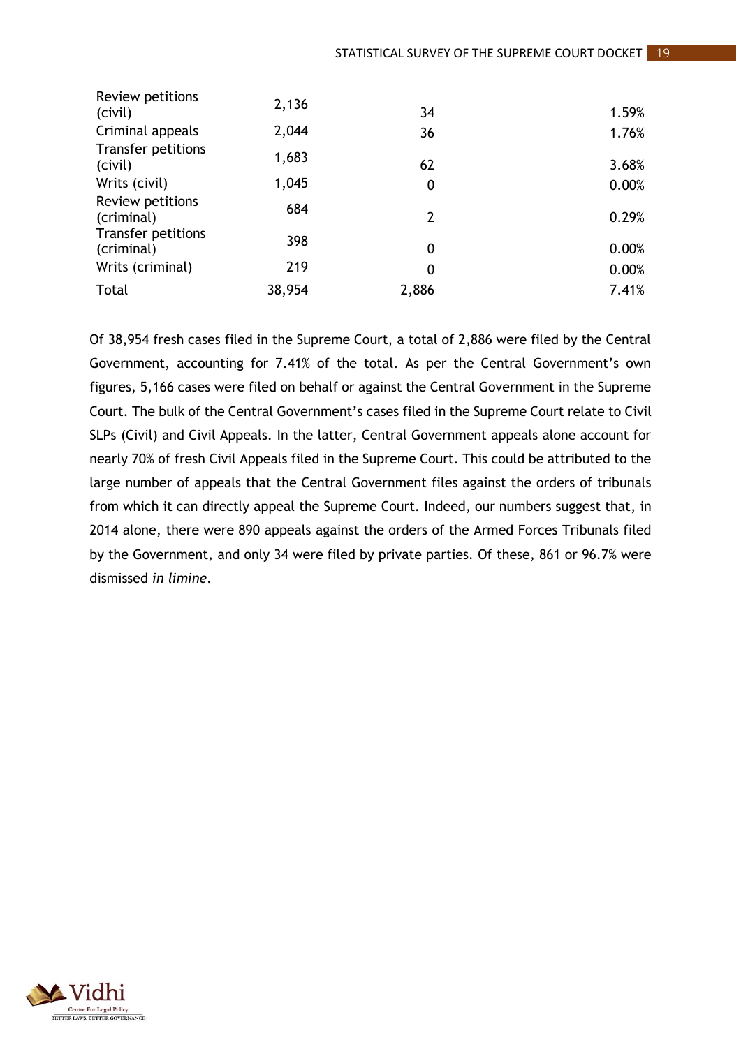| | | | |
|---|---|---|---|
| Review petitions (civil) | 2,136 | 34 | 1.59% |
| Criminal appeals | 2,044 | 36 | 1.76% |
| Transfer petitions (civil) | 1,683 | 62 | 3.68% |
| Writs (civil) | 1,045 | 0 | 0.00% |
| Review petitions (criminal) | 684 | 2 | 0.29% |
| Transfer petitions (criminal) | 398 | 0 | 0.00% |
| Writs (criminal) | 219 | 0 | 0.00% |
| Total | 38,954 | 2,886 | 7.41% |

Of 38,954 fresh cases filed in the Supreme Court, a total of 2,886 were filed by the Central Government, accounting for 7.41% of the total. As per the Central Government's own figures, 5,166 cases were filed on behalf or against the Central Government in the Supreme Court. The bulk of the Central Government's cases filed in the Supreme Court relate to Civil SLPs (Civil) and Civil Appeals. In the latter, Central Government appeals alone account for nearly 70% of fresh Civil Appeals filed in the Supreme Court. This could be attributed to the large number of appeals that the Central Government files against the orders of tribunals from which it can directly appeal the Supreme Court. Indeed, our numbers suggest that, in 2014 alone, there were 890 appeals against the orders of the Armed Forces Tribunals filed by the Government, and only 34 were filed by private parties. Of these, 861 or 96.7% were dismissed *in limine*.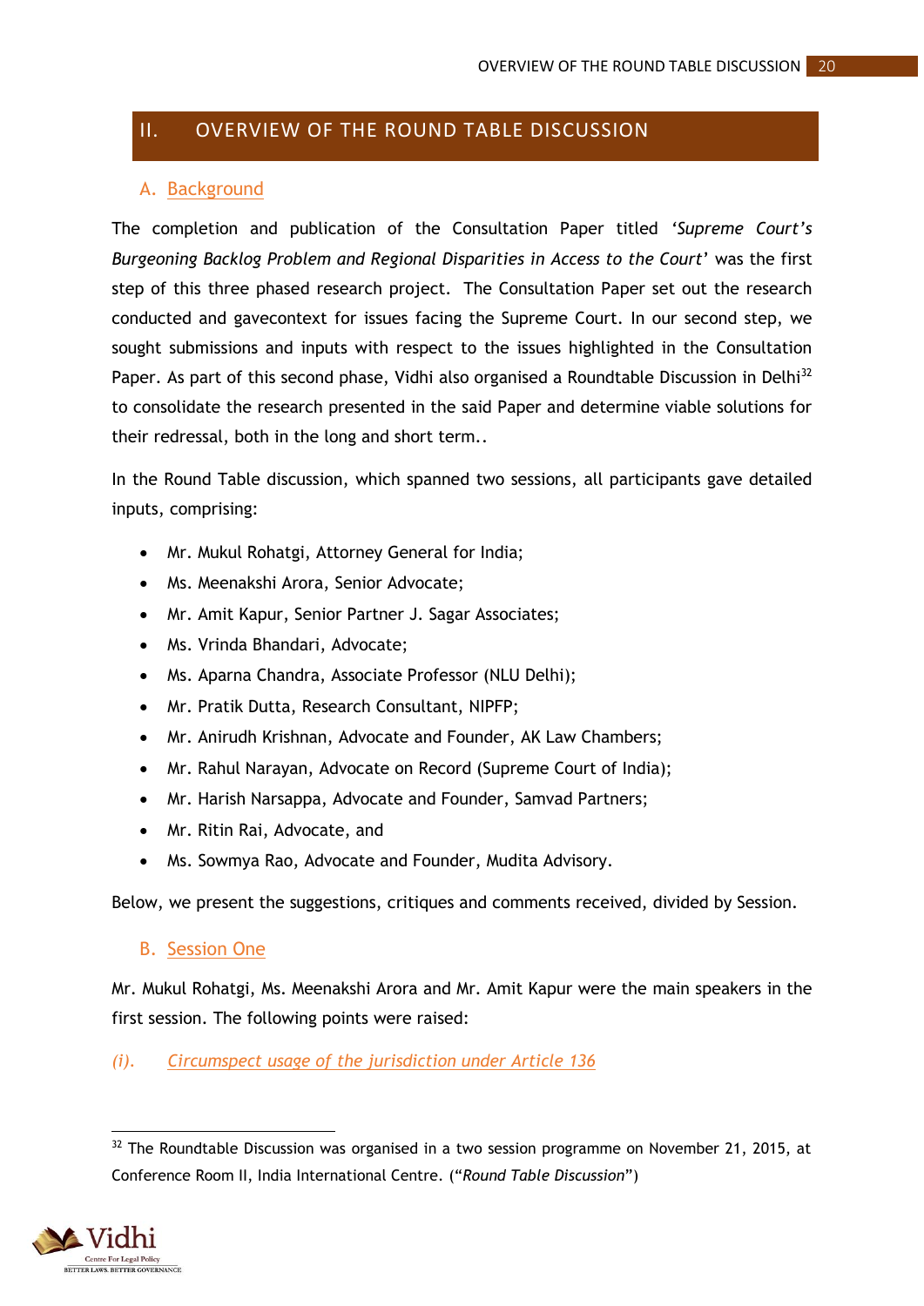## II. OVERVIEW OF THE ROUND TABLE DISCUSSION

### A. Background

The completion and publication of the Consultation Paper titled '*Supreme Court's Burgeoning Backlog Problem and Regional Disparities in Access to the Court*' was the first step of this three phased research project. The Consultation Paper set out the research conducted and gavecontext for issues facing the Supreme Court. In our second step, we sought submissions and inputs with respect to the issues highlighted in the Consultation Paper. As part of this second phase, Vidhi also organised a Roundtable Discussion in Delhi[32] to consolidate the research presented in the said Paper and determine viable solutions for their redressal, both in the long and short term..

In the Round Table discussion, which spanned two sessions, all participants gave detailed inputs, comprising:

- Mr. Mukul Rohatgi, Attorney General for India;
- Ms. Meenakshi Arora, Senior Advocate;
- Mr. Amit Kapur, Senior Partner J. Sagar Associates;
- Ms. Vrinda Bhandari, Advocate;
- Ms. Aparna Chandra, Associate Professor (NLU Delhi);
- Mr. Pratik Dutta, Research Consultant, NIPFP;
- Mr. Anirudh Krishnan, Advocate and Founder, AK Law Chambers;
- Mr. Rahul Narayan, Advocate on Record (Supreme Court of India);
- Mr. Harish Narsappa, Advocate and Founder, Samvad Partners;
- Mr. Ritin Rai, Advocate, and
- Ms. Sowmya Rao, Advocate and Founder, Mudita Advisory.

Below, we present the suggestions, critiques and comments received, divided by Session.

### B. Session One

Mr. Mukul Rohatgi, Ms. Meenakshi Arora and Mr. Amit Kapur were the main speakers in the first session. The following points were raised:

#### *(i). Circumspect usage of the jurisdiction under Article 136*

[32] The Roundtable Discussion was organised in a two session programme on November 21, 2015, at Conference Room II, India International Centre. ("*Round Table Discussion*")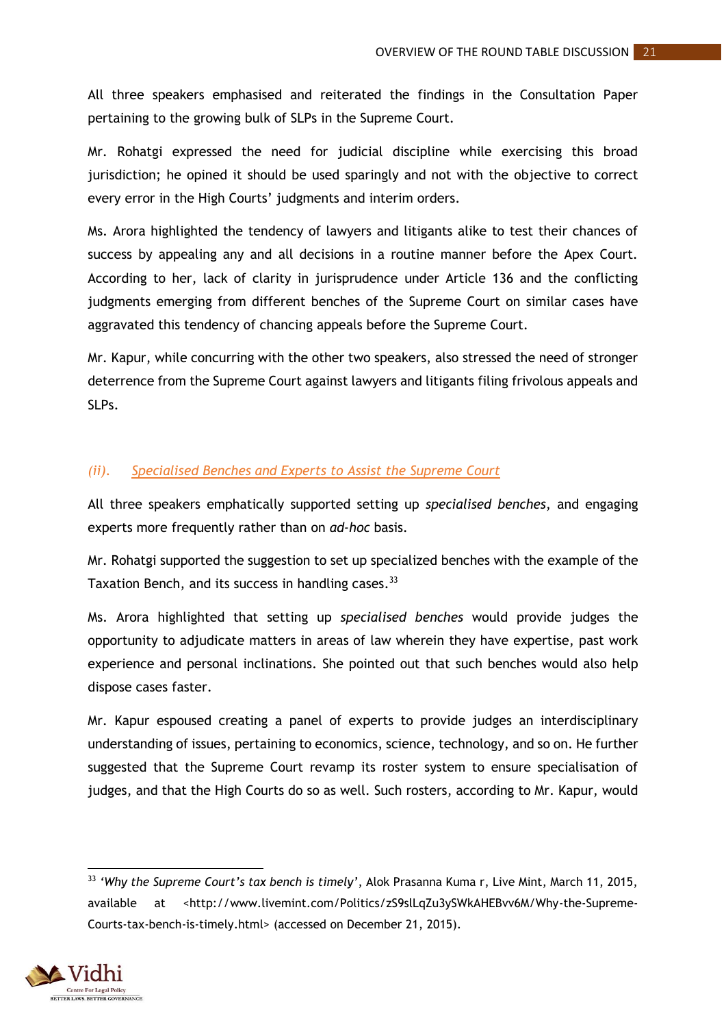All three speakers emphasised and reiterated the findings in the Consultation Paper pertaining to the growing bulk of SLPs in the Supreme Court.

Mr. Rohatgi expressed the need for judicial discipline while exercising this broad jurisdiction; he opined it should be used sparingly and not with the objective to correct every error in the High Courts' judgments and interim orders.

Ms. Arora highlighted the tendency of lawyers and litigants alike to test their chances of success by appealing any and all decisions in a routine manner before the Apex Court. According to her, lack of clarity in jurisprudence under Article 136 and the conflicting judgments emerging from different benches of the Supreme Court on similar cases have aggravated this tendency of chancing appeals before the Supreme Court.

Mr. Kapur, while concurring with the other two speakers, also stressed the need of stronger deterrence from the Supreme Court against lawyers and litigants filing frivolous appeals and SLPs.

### *(ii).* Specialised Benches and Experts to Assist the Supreme Court

All three speakers emphatically supported setting up *specialised benches*, and engaging experts more frequently rather than on *ad-hoc* basis.

Mr. Rohatgi supported the suggestion to set up specialized benches with the example of the Taxation Bench, and its success in handling cases.[33]

Ms. Arora highlighted that setting up *specialised benches* would provide judges the opportunity to adjudicate matters in areas of law wherein they have expertise, past work experience and personal inclinations. She pointed out that such benches would also help dispose cases faster.

Mr. Kapur espoused creating a panel of experts to provide judges an interdisciplinary understanding of issues, pertaining to economics, science, technology, and so on. He further suggested that the Supreme Court revamp its roster system to ensure specialisation of judges, and that the High Courts do so as well. Such rosters, according to Mr. Kapur, would

---

[33] *'Why the Supreme Court's tax bench is timely'*, Alok Prasanna Kuma r, Live Mint, March 11, 2015, available at <http://www.livemint.com/Politics/zS9slLqZu3ySWkAHEBvv6M/Why-the-Supreme-Courts-tax-bench-is-timely.html> (accessed on December 21, 2015).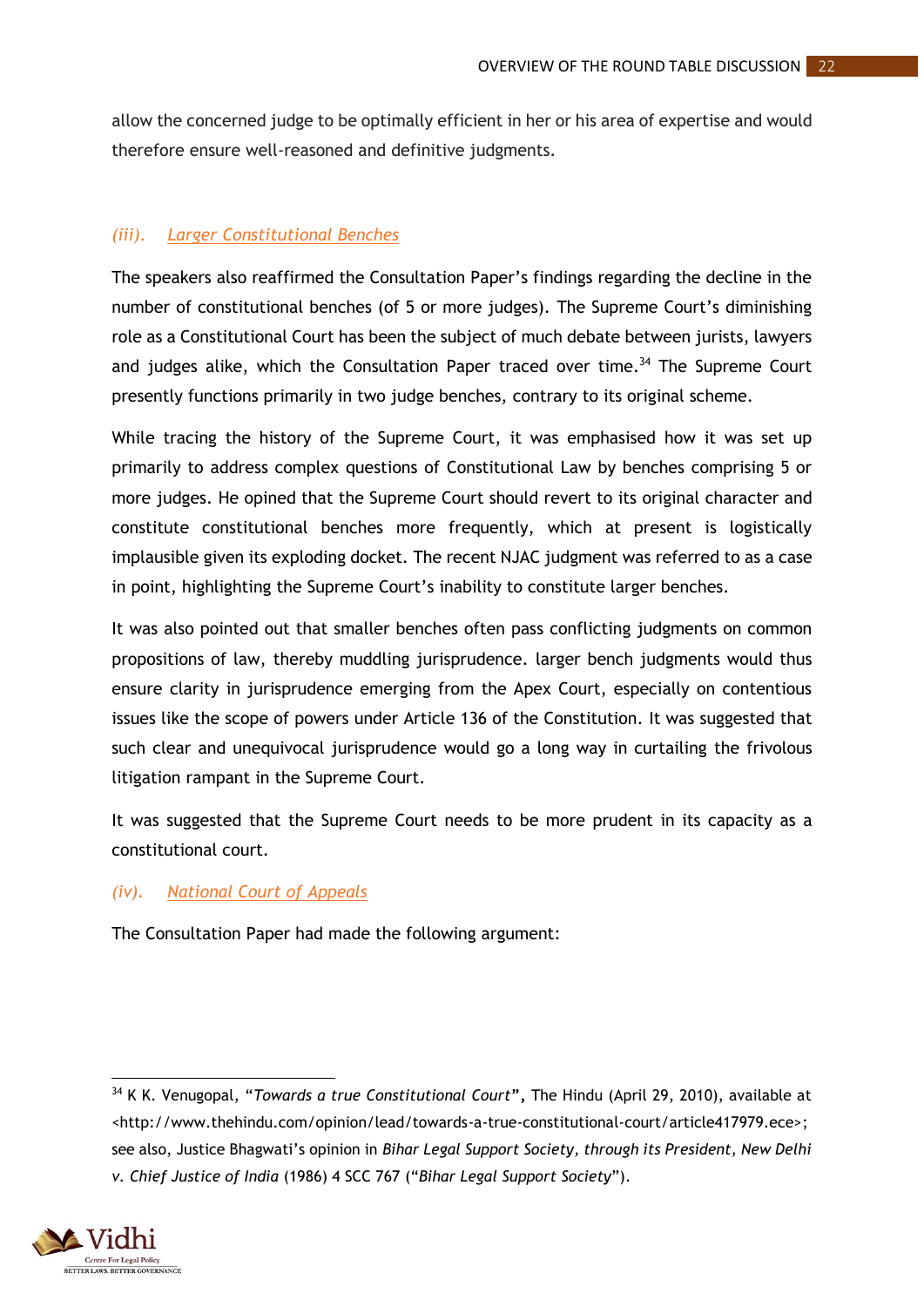allow the concerned judge to be optimally efficient in her or his area of expertise and would therefore ensure well-reasoned and definitive judgments.

### *(iii). Larger Constitutional Benches*

The speakers also reaffirmed the Consultation Paper's findings regarding the decline in the number of constitutional benches (of 5 or more judges). The Supreme Court's diminishing role as a Constitutional Court has been the subject of much debate between jurists, lawyers and judges alike, which the Consultation Paper traced over time.[34] The Supreme Court presently functions primarily in two judge benches, contrary to its original scheme.

While tracing the history of the Supreme Court, it was emphasised how it was set up primarily to address complex questions of Constitutional Law by benches comprising 5 or more judges. He opined that the Supreme Court should revert to its original character and constitute constitutional benches more frequently, which at present is logistically implausible given its exploding docket. The recent NJAC judgment was referred to as a case in point, highlighting the Supreme Court's inability to constitute larger benches.

It was also pointed out that smaller benches often pass conflicting judgments on common propositions of law, thereby muddling jurisprudence. larger bench judgments would thus ensure clarity in jurisprudence emerging from the Apex Court, especially on contentious issues like the scope of powers under Article 136 of the Constitution. It was suggested that such clear and unequivocal jurisprudence would go a long way in curtailing the frivolous litigation rampant in the Supreme Court.

It was suggested that the Supreme Court needs to be more prudent in its capacity as a constitutional court.

### *(iv). National Court of Appeals*

The Consultation Paper had made the following argument:

---

[34] K K. Venugopal, "*Towards a true Constitutional Court*", The Hindu (April 29, 2010), available at <http://www.thehindu.com/opinion/lead/towards-a-true-constitutional-court/article417979.ece>; see also, Justice Bhagwati's opinion in *Bihar Legal Support Society, through its President, New Delhi v. Chief Justice of India* (1986) 4 SCC 767 ("*Bihar Legal Support Society*").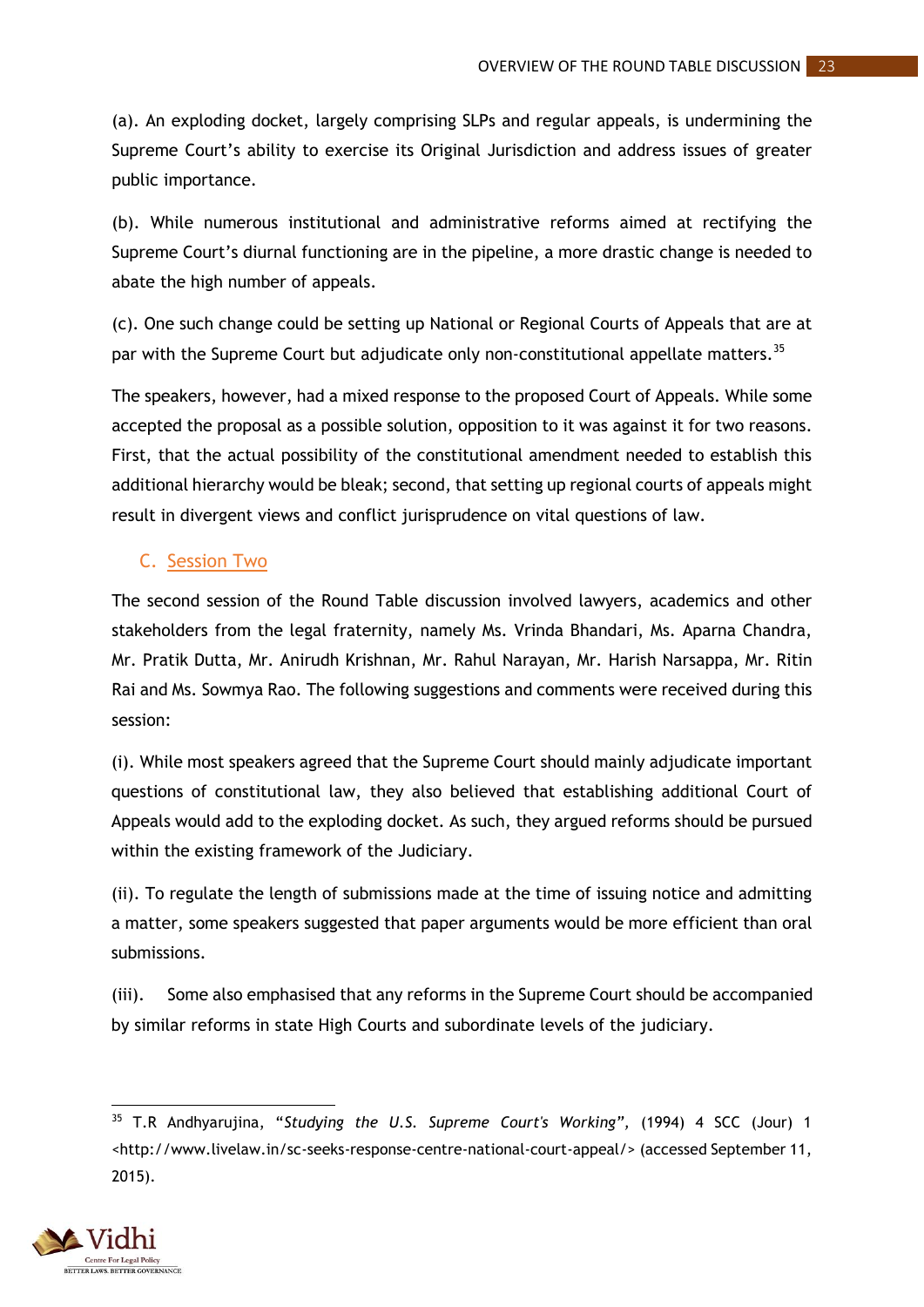(a). An exploding docket, largely comprising SLPs and regular appeals, is undermining the Supreme Court's ability to exercise its Original Jurisdiction and address issues of greater public importance.

(b). While numerous institutional and administrative reforms aimed at rectifying the Supreme Court's diurnal functioning are in the pipeline, a more drastic change is needed to abate the high number of appeals.

(c). One such change could be setting up National or Regional Courts of Appeals that are at par with the Supreme Court but adjudicate only non-constitutional appellate matters.[35]

The speakers, however, had a mixed response to the proposed Court of Appeals. While some accepted the proposal as a possible solution, opposition to it was against it for two reasons. First, that the actual possibility of the constitutional amendment needed to establish this additional hierarchy would be bleak; second, that setting up regional courts of appeals might result in divergent views and conflict jurisprudence on vital questions of law.

### C. Session Two

The second session of the Round Table discussion involved lawyers, academics and other stakeholders from the legal fraternity, namely Ms. Vrinda Bhandari, Ms. Aparna Chandra, Mr. Pratik Dutta, Mr. Anirudh Krishnan, Mr. Rahul Narayan, Mr. Harish Narsappa, Mr. Ritin Rai and Ms. Sowmya Rao. The following suggestions and comments were received during this session:

(i). While most speakers agreed that the Supreme Court should mainly adjudicate important questions of constitutional law, they also believed that establishing additional Court of Appeals would add to the exploding docket. As such, they argued reforms should be pursued within the existing framework of the Judiciary.

(ii). To regulate the length of submissions made at the time of issuing notice and admitting a matter, some speakers suggested that paper arguments would be more efficient than oral submissions.

(iii). Some also emphasised that any reforms in the Supreme Court should be accompanied by similar reforms in state High Courts and subordinate levels of the judiciary.

---

[35] T.R Andhyarujina, "*Studying the U.S. Supreme Court's Working*", (1994) 4 SCC (Jour) 1 <http://www.livelaw.in/sc-seeks-response-centre-national-court-appeal/> (accessed September 11, 2015).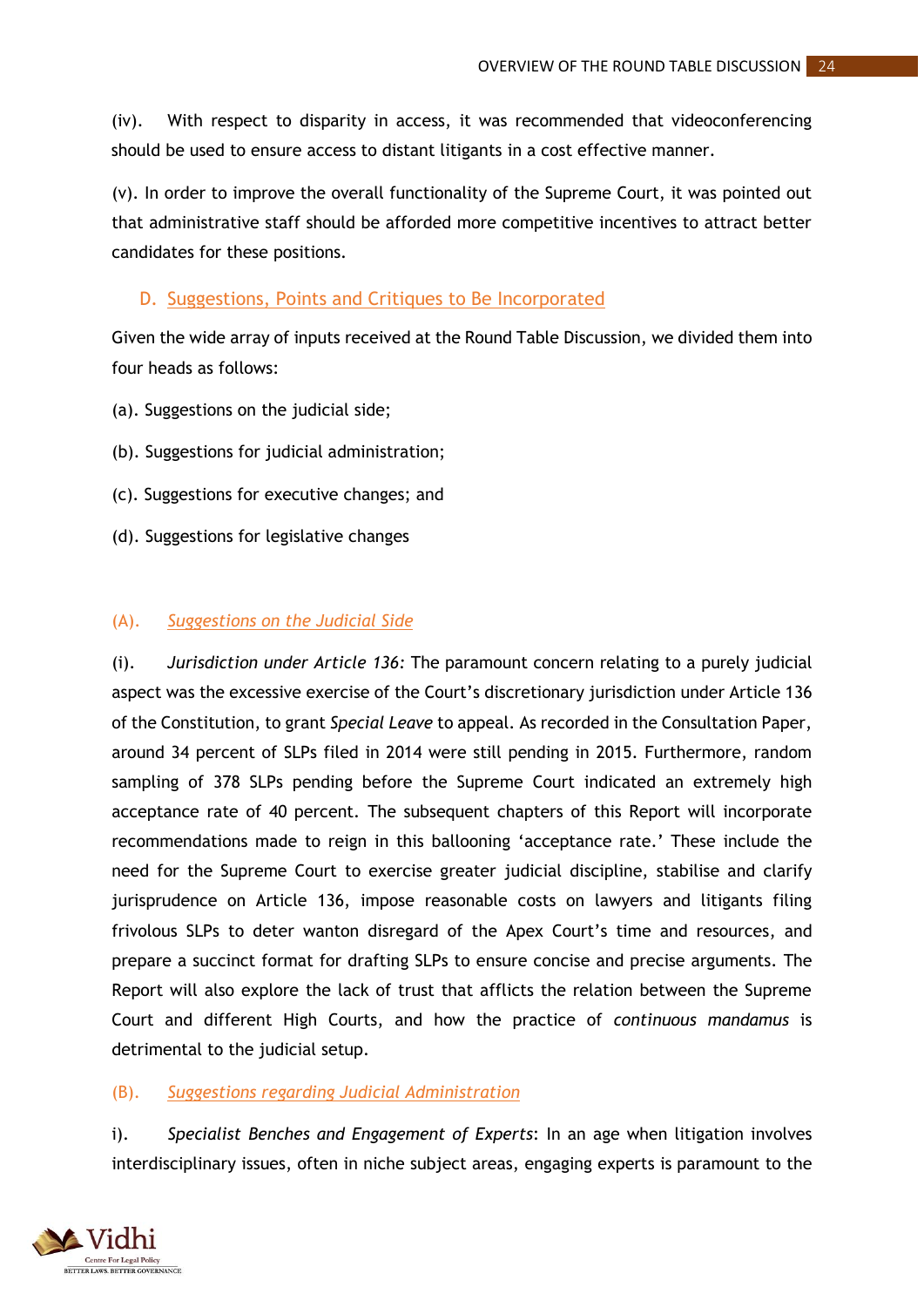(iv). With respect to disparity in access, it was recommended that videoconferencing should be used to ensure access to distant litigants in a cost effective manner.

(v). In order to improve the overall functionality of the Supreme Court, it was pointed out that administrative staff should be afforded more competitive incentives to attract better candidates for these positions.

### D. Suggestions, Points and Critiques to Be Incorporated

Given the wide array of inputs received at the Round Table Discussion, we divided them into four heads as follows:

(a). Suggestions on the judicial side;

(b). Suggestions for judicial administration;

(c). Suggestions for executive changes; and

(d). Suggestions for legislative changes

#### (A). *Suggestions on the Judicial Side*

(i). *Jurisdiction under Article 136:* The paramount concern relating to a purely judicial aspect was the excessive exercise of the Court's discretionary jurisdiction under Article 136 of the Constitution, to grant *Special Leave* to appeal. As recorded in the Consultation Paper, around 34 percent of SLPs filed in 2014 were still pending in 2015. Furthermore, random sampling of 378 SLPs pending before the Supreme Court indicated an extremely high acceptance rate of 40 percent. The subsequent chapters of this Report will incorporate recommendations made to reign in this ballooning 'acceptance rate.' These include the need for the Supreme Court to exercise greater judicial discipline, stabilise and clarify jurisprudence on Article 136, impose reasonable costs on lawyers and litigants filing frivolous SLPs to deter wanton disregard of the Apex Court's time and resources, and prepare a succinct format for drafting SLPs to ensure concise and precise arguments. The Report will also explore the lack of trust that afflicts the relation between the Supreme Court and different High Courts, and how the practice of *continuous mandamus* is detrimental to the judicial setup.

#### (B). *Suggestions regarding Judicial Administration*

i). *Specialist Benches and Engagement of Experts*: In an age when litigation involves interdisciplinary issues, often in niche subject areas, engaging experts is paramount to the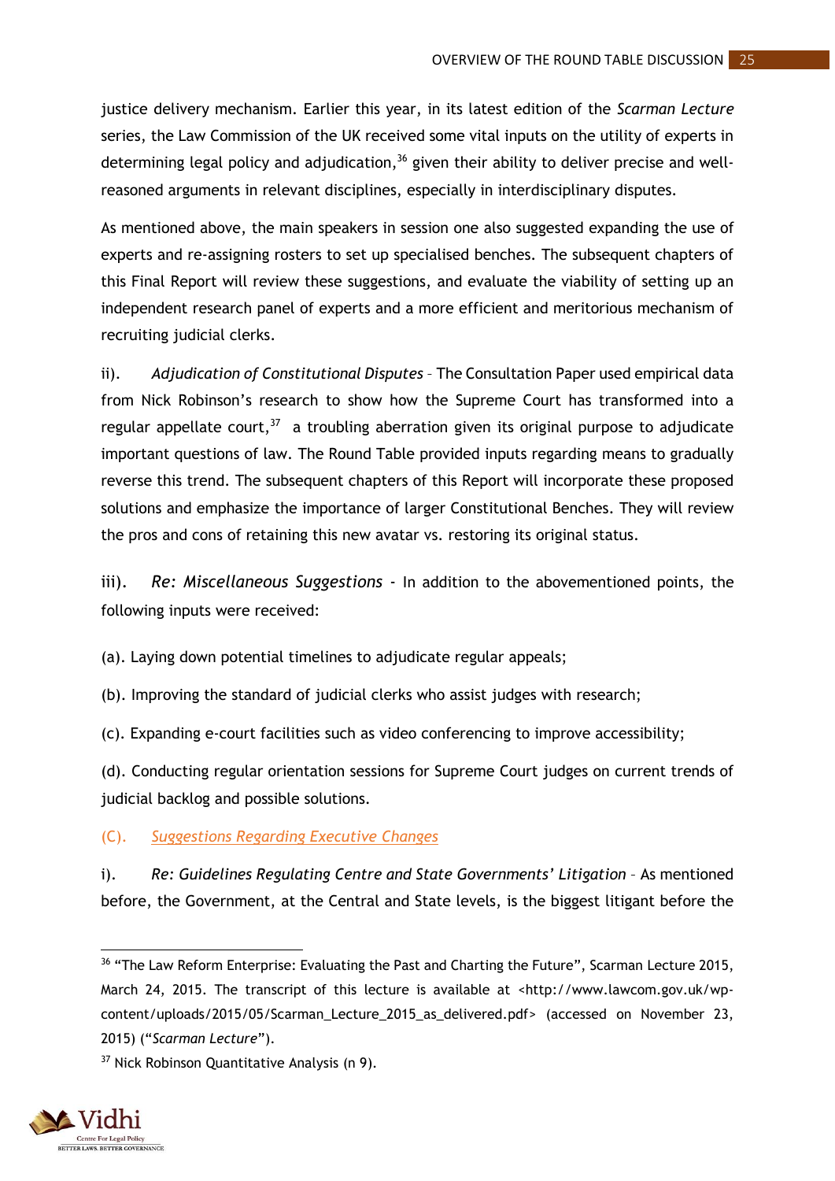justice delivery mechanism. Earlier this year, in its latest edition of the *Scarman Lecture* series, the Law Commission of the UK received some vital inputs on the utility of experts in determining legal policy and adjudication,[36] given their ability to deliver precise and well-reasoned arguments in relevant disciplines, especially in interdisciplinary disputes.

As mentioned above, the main speakers in session one also suggested expanding the use of experts and re-assigning rosters to set up specialised benches. The subsequent chapters of this Final Report will review these suggestions, and evaluate the viability of setting up an independent research panel of experts and a more efficient and meritorious mechanism of recruiting judicial clerks.

ii). *Adjudication of Constitutional Disputes* – The Consultation Paper used empirical data from Nick Robinson's research to show how the Supreme Court has transformed into a regular appellate court,[37] a troubling aberration given its original purpose to adjudicate important questions of law. The Round Table provided inputs regarding means to gradually reverse this trend. The subsequent chapters of this Report will incorporate these proposed solutions and emphasize the importance of larger Constitutional Benches. They will review the pros and cons of retaining this new avatar vs. restoring its original status.

iii). *Re: Miscellaneous Suggestions* - In addition to the abovementioned points, the following inputs were received:

(a). Laying down potential timelines to adjudicate regular appeals;

(b). Improving the standard of judicial clerks who assist judges with research;

(c). Expanding e-court facilities such as video conferencing to improve accessibility;

(d). Conducting regular orientation sessions for Supreme Court judges on current trends of judicial backlog and possible solutions.

### (C). Suggestions Regarding Executive Changes

i). *Re: Guidelines Regulating Centre and State Governments' Litigation* – As mentioned before, the Government, at the Central and State levels, is the biggest litigant before the

---

[36] "The Law Reform Enterprise: Evaluating the Past and Charting the Future", Scarman Lecture 2015, March 24, 2015. The transcript of this lecture is available at <http://www.lawcom.gov.uk/wp-content/uploads/2015/05/Scarman_Lecture_2015_as_delivered.pdf> (accessed on November 23, 2015) ("*Scarman Lecture*").

[37] Nick Robinson Quantitative Analysis (n 9).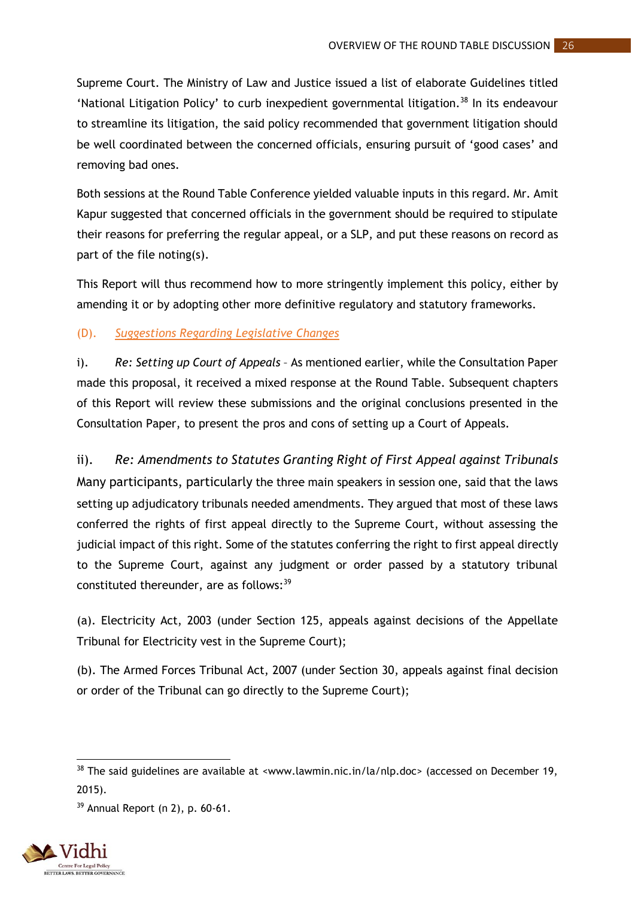Supreme Court. The Ministry of Law and Justice issued a list of elaborate Guidelines titled 'National Litigation Policy' to curb inexpedient governmental litigation.[38] In its endeavour to streamline its litigation, the said policy recommended that government litigation should be well coordinated between the concerned officials, ensuring pursuit of 'good cases' and removing bad ones.

Both sessions at the Round Table Conference yielded valuable inputs in this regard. Mr. Amit Kapur suggested that concerned officials in the government should be required to stipulate their reasons for preferring the regular appeal, or a SLP, and put these reasons on record as part of the file noting(s).

This Report will thus recommend how to more stringently implement this policy, either by amending it or by adopting other more definitive regulatory and statutory frameworks.

### (D). *Suggestions Regarding Legislative Changes*

i). *Re: Setting up Court of Appeals* – As mentioned earlier, while the Consultation Paper made this proposal, it received a mixed response at the Round Table. Subsequent chapters of this Report will review these submissions and the original conclusions presented in the Consultation Paper, to present the pros and cons of setting up a Court of Appeals.

ii). *Re: Amendments to Statutes Granting Right of First Appeal against Tribunals*
Many participants, particularly the three main speakers in session one, said that the laws setting up adjudicatory tribunals needed amendments. They argued that most of these laws conferred the rights of first appeal directly to the Supreme Court, without assessing the judicial impact of this right. Some of the statutes conferring the right to first appeal directly to the Supreme Court, against any judgment or order passed by a statutory tribunal constituted thereunder, are as follows:[39]

(a). Electricity Act, 2003 (under Section 125, appeals against decisions of the Appellate Tribunal for Electricity vest in the Supreme Court);

(b). The Armed Forces Tribunal Act, 2007 (under Section 30, appeals against final decision or order of the Tribunal can go directly to the Supreme Court);

---

[38] The said guidelines are available at <www.lawmin.nic.in/la/nlp.doc> (accessed on December 19, 2015).

[39] Annual Report (n 2), p. 60-61.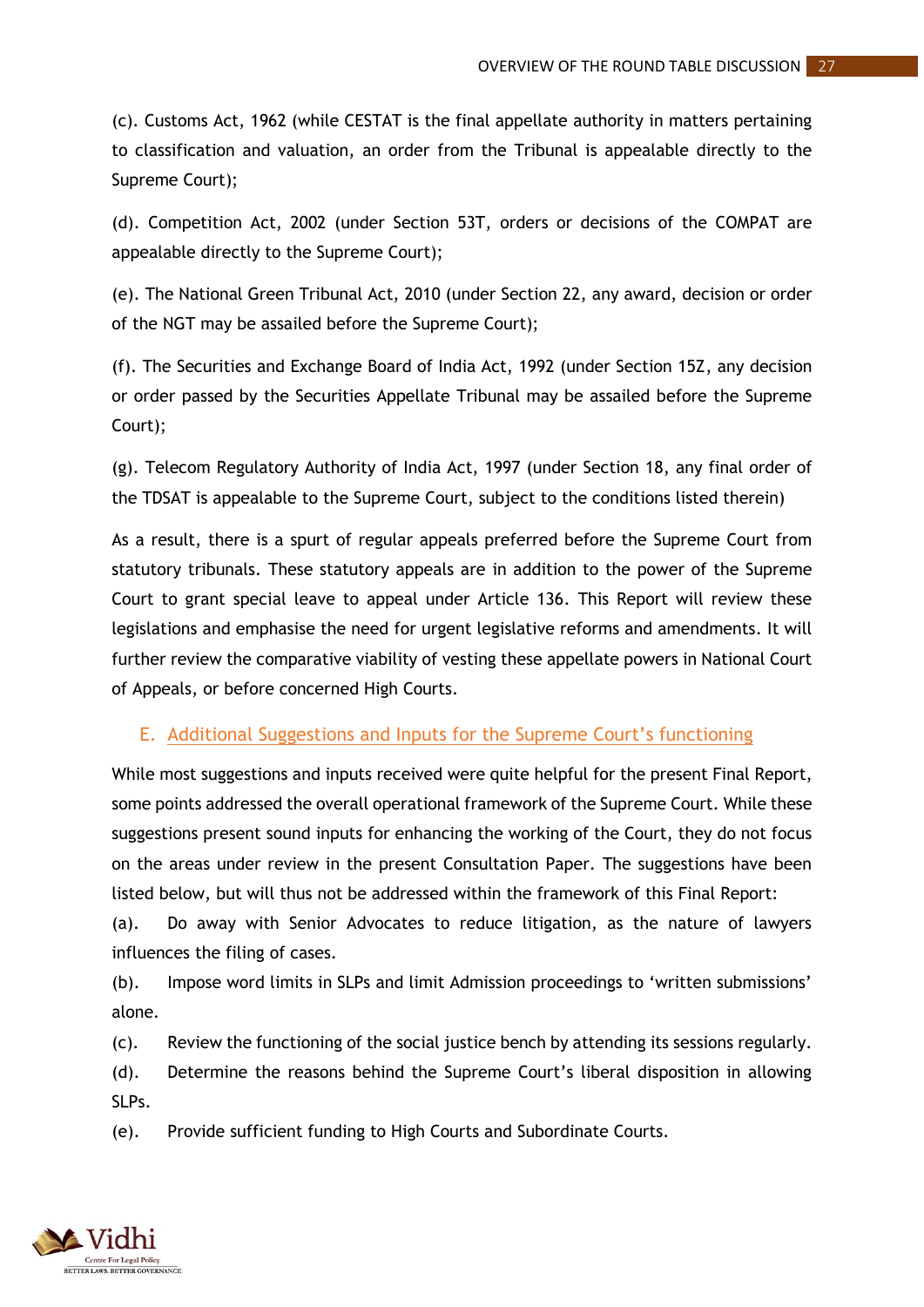(c). Customs Act, 1962 (while CESTAT is the final appellate authority in matters pertaining to classification and valuation, an order from the Tribunal is appealable directly to the Supreme Court);

(d). Competition Act, 2002 (under Section 53T, orders or decisions of the COMPAT are appealable directly to the Supreme Court);

(e). The National Green Tribunal Act, 2010 (under Section 22, any award, decision or order of the NGT may be assailed before the Supreme Court);

(f). The Securities and Exchange Board of India Act, 1992 (under Section 15Z, any decision or order passed by the Securities Appellate Tribunal may be assailed before the Supreme Court);

(g). Telecom Regulatory Authority of India Act, 1997 (under Section 18, any final order of the TDSAT is appealable to the Supreme Court, subject to the conditions listed therein)

As a result, there is a spurt of regular appeals preferred before the Supreme Court from statutory tribunals. These statutory appeals are in addition to the power of the Supreme Court to grant special leave to appeal under Article 136. This Report will review these legislations and emphasise the need for urgent legislative reforms and amendments. It will further review the comparative viability of vesting these appellate powers in National Court of Appeals, or before concerned High Courts.

## E. Additional Suggestions and Inputs for the Supreme Court's functioning

While most suggestions and inputs received were quite helpful for the present Final Report, some points addressed the overall operational framework of the Supreme Court. While these suggestions present sound inputs for enhancing the working of the Court, they do not focus on the areas under review in the present Consultation Paper. The suggestions have been listed below, but will thus not be addressed within the framework of this Final Report:

(a). Do away with Senior Advocates to reduce litigation, as the nature of lawyers influences the filing of cases.

(b). Impose word limits in SLPs and limit Admission proceedings to 'written submissions' alone.

(c). Review the functioning of the social justice bench by attending its sessions regularly.

(d). Determine the reasons behind the Supreme Court's liberal disposition in allowing SLPs.

(e). Provide sufficient funding to High Courts and Subordinate Courts.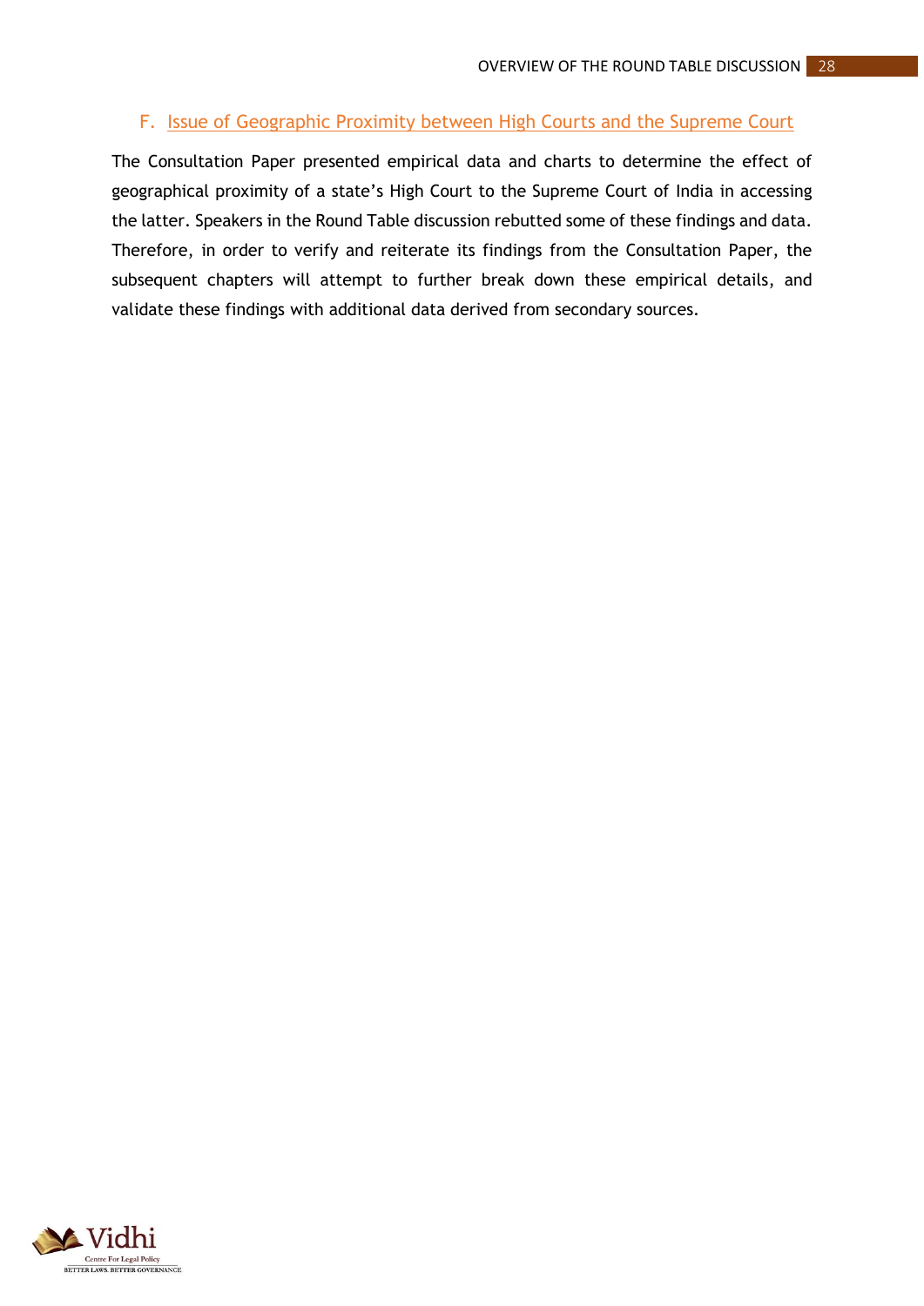### F. Issue of Geographic Proximity between High Courts and the Supreme Court

The Consultation Paper presented empirical data and charts to determine the effect of geographical proximity of a state's High Court to the Supreme Court of India in accessing the latter. Speakers in the Round Table discussion rebutted some of these findings and data. Therefore, in order to verify and reiterate its findings from the Consultation Paper, the subsequent chapters will attempt to further break down these empirical details, and validate these findings with additional data derived from secondary sources.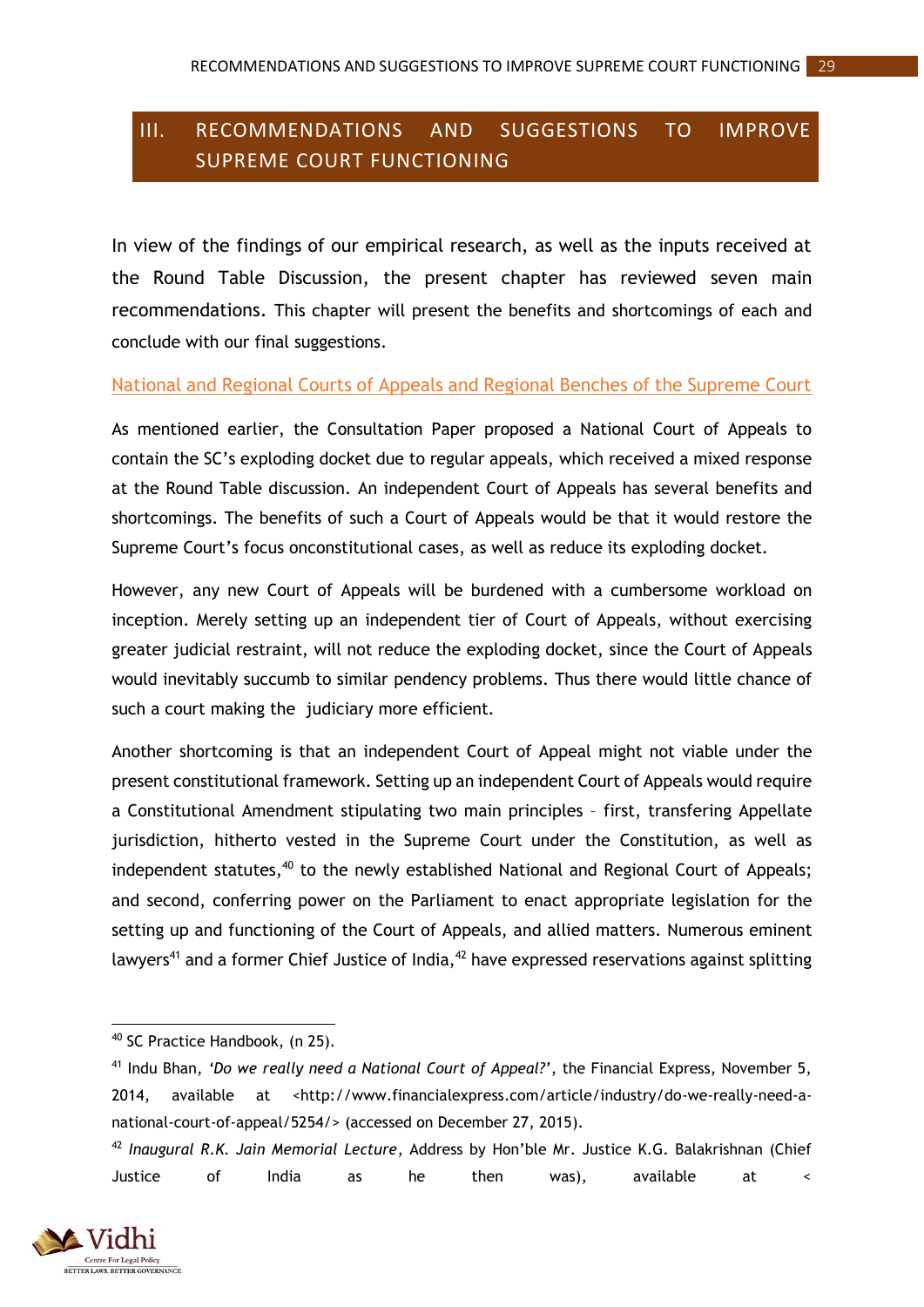# III. RECOMMENDATIONS AND SUGGESTIONS TO IMPROVE SUPREME COURT FUNCTIONING

In view of the findings of our empirical research, as well as the inputs received at the Round Table Discussion, the present chapter has reviewed seven main recommendations. This chapter will present the benefits and shortcomings of each and conclude with our final suggestions.

## National and Regional Courts of Appeals and Regional Benches of the Supreme Court

As mentioned earlier, the Consultation Paper proposed a National Court of Appeals to contain the SC's exploding docket due to regular appeals, which received a mixed response at the Round Table discussion. An independent Court of Appeals has several benefits and shortcomings. The benefits of such a Court of Appeals would be that it would restore the Supreme Court's focus onconstitutional cases, as well as reduce its exploding docket.

However, any new Court of Appeals will be burdened with a cumbersome workload on inception. Merely setting up an independent tier of Court of Appeals, without exercising greater judicial restraint, will not reduce the exploding docket, since the Court of Appeals would inevitably succumb to similar pendency problems. Thus there would little chance of such a court making the judiciary more efficient.

Another shortcoming is that an independent Court of Appeal might not viable under the present constitutional framework. Setting up an independent Court of Appeals would require a Constitutional Amendment stipulating two main principles – first, transfering Appellate jurisdiction, hitherto vested in the Supreme Court under the Constitution, as well as independent statutes,[40] to the newly established National and Regional Court of Appeals; and second, conferring power on the Parliament to enact appropriate legislation for the setting up and functioning of the Court of Appeals, and allied matters. Numerous eminent lawyers[41] and a former Chief Justice of India,[42] have expressed reservations against splitting

---

[40] SC Practice Handbook, (n 25).

[41] Indu Bhan, *'Do we really need a National Court of Appeal?'*, the Financial Express, November 5, 2014, available at <http://www.financialexpress.com/article/industry/do-we-really-need-a-national-court-of-appeal/5254/> (accessed on December 27, 2015).

[42] *Inaugural R.K. Jain Memorial Lecture*, Address by Hon'ble Mr. Justice K.G. Balakrishnan (Chief Justice of India as he then was), available at <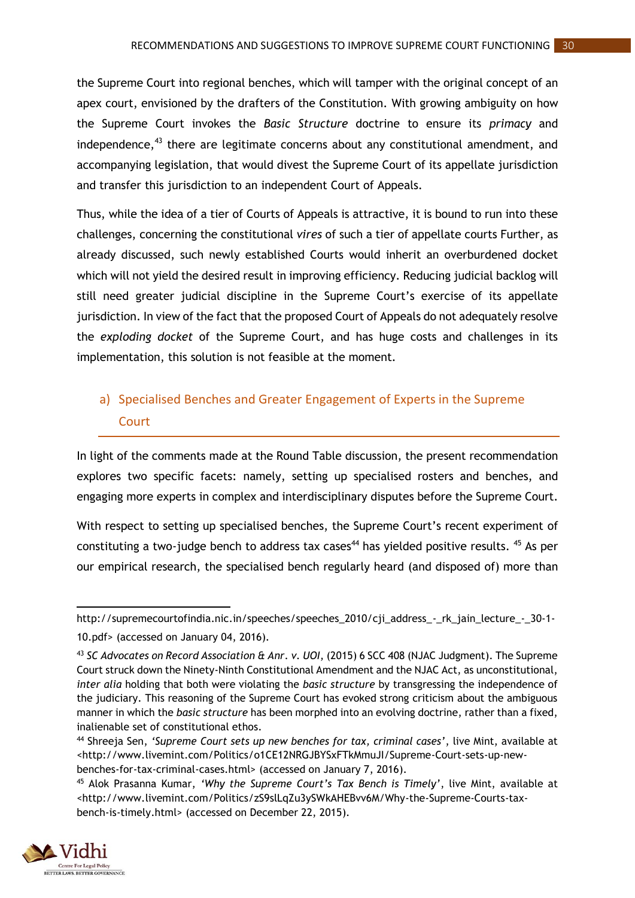the Supreme Court into regional benches, which will tamper with the original concept of an apex court, envisioned by the drafters of the Constitution. With growing ambiguity on how the Supreme Court invokes the *Basic Structure* doctrine to ensure its *primacy* and independence,[43] there are legitimate concerns about any constitutional amendment, and accompanying legislation, that would divest the Supreme Court of its appellate jurisdiction and transfer this jurisdiction to an independent Court of Appeals.

Thus, while the idea of a tier of Courts of Appeals is attractive, it is bound to run into these challenges, concerning the constitutional *vires* of such a tier of appellate courts Further, as already discussed, such newly established Courts would inherit an overburdened docket which will not yield the desired result in improving efficiency. Reducing judicial backlog will still need greater judicial discipline in the Supreme Court's exercise of its appellate jurisdiction. In view of the fact that the proposed Court of Appeals do not adequately resolve the *exploding docket* of the Supreme Court, and has huge costs and challenges in its implementation, this solution is not feasible at the moment.

## a) Specialised Benches and Greater Engagement of Experts in the Supreme Court

In light of the comments made at the Round Table discussion, the present recommendation explores two specific facets: namely, setting up specialised rosters and benches, and engaging more experts in complex and interdisciplinary disputes before the Supreme Court.

With respect to setting up specialised benches, the Supreme Court's recent experiment of constituting a two-judge bench to address tax cases[44] has yielded positive results. [45] As per our empirical research, the specialised bench regularly heard (and disposed of) more than

---

http://supremecourtofindia.nic.in/speeches/speeches_2010/cji_address_-_rk_jain_lecture_-_30-1-10.pdf> (accessed on January 04, 2016).

[43] *SC Advocates on Record Association & Anr. v. UOI*, (2015) 6 SCC 408 (NJAC Judgment). The Supreme Court struck down the Ninety-Ninth Constitutional Amendment and the NJAC Act, as unconstitutional, *inter alia* holding that both were violating the *basic structure* by transgressing the independence of the judiciary. This reasoning of the Supreme Court has evoked strong criticism about the ambiguous manner in which the *basic structure* has been morphed into an evolving doctrine, rather than a fixed, inalienable set of constitutional ethos.

[44] Shreeja Sen, *'Supreme Court sets up new benches for tax, criminal cases'*, live Mint, available at <http://www.livemint.com/Politics/o1CE12NRGJBYSxFTkMmuJI/Supreme-Court-sets-up-new-benches-for-tax-criminal-cases.html> (accessed on January 7, 2016).

[45] Alok Prasanna Kumar, *'Why the Supreme Court's Tax Bench is Timely'*, live Mint, available at <http://www.livemint.com/Politics/zS9slLqZu3ySWkAHEBvv6M/Why-the-Supreme-Courts-tax-bench-is-timely.html> (accessed on December 22, 2015).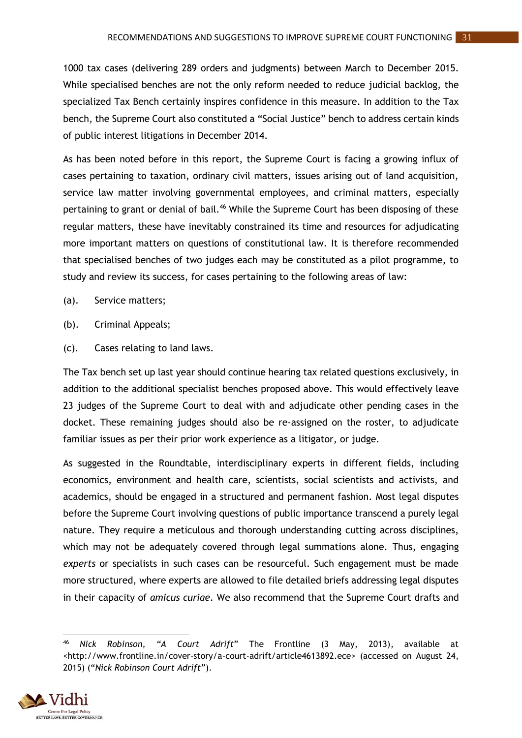1000 tax cases (delivering 289 orders and judgments) between March to December 2015. While specialised benches are not the only reform needed to reduce judicial backlog, the specialized Tax Bench certainly inspires confidence in this measure. In addition to the Tax bench, the Supreme Court also constituted a "Social Justice" bench to address certain kinds of public interest litigations in December 2014.

As has been noted before in this report, the Supreme Court is facing a growing influx of cases pertaining to taxation, ordinary civil matters, issues arising out of land acquisition, service law matter involving governmental employees, and criminal matters, especially pertaining to grant or denial of bail.[46] While the Supreme Court has been disposing of these regular matters, these have inevitably constrained its time and resources for adjudicating more important matters on questions of constitutional law. It is therefore recommended that specialised benches of two judges each may be constituted as a pilot programme, to study and review its success, for cases pertaining to the following areas of law:

(a). Service matters;

(b). Criminal Appeals;

(c). Cases relating to land laws.

The Tax bench set up last year should continue hearing tax related questions exclusively, in addition to the additional specialist benches proposed above. This would effectively leave 23 judges of the Supreme Court to deal with and adjudicate other pending cases in the docket. These remaining judges should also be re-assigned on the roster, to adjudicate familiar issues as per their prior work experience as a litigator, or judge.

As suggested in the Roundtable, interdisciplinary experts in different fields, including economics, environment and health care, scientists, social scientists and activists, and academics, should be engaged in a structured and permanent fashion. Most legal disputes before the Supreme Court involving questions of public importance transcend a purely legal nature. They require a meticulous and thorough understanding cutting across disciplines, which may not be adequately covered through legal summations alone. Thus, engaging *experts* or specialists in such cases can be resourceful. Such engagement must be made more structured, where experts are allowed to file detailed briefs addressing legal disputes in their capacity of *amicus curiae*. We also recommend that the Supreme Court drafts and

---

[46] *Nick Robinson, "A Court Adrift"* The Frontline (3 May, 2013), available at <http://www.frontline.in/cover-story/a-court-adrift/article4613892.ece> (accessed on August 24, 2015) ("*Nick Robinson Court Adrift*").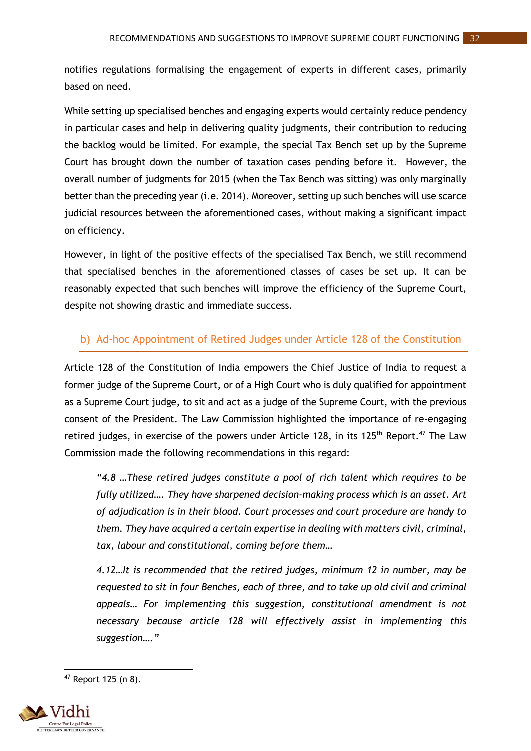notifies regulations formalising the engagement of experts in different cases, primarily based on need.

While setting up specialised benches and engaging experts would certainly reduce pendency in particular cases and help in delivering quality judgments, their contribution to reducing the backlog would be limited. For example, the special Tax Bench set up by the Supreme Court has brought down the number of taxation cases pending before it. However, the overall number of judgments for 2015 (when the Tax Bench was sitting) was only marginally better than the preceding year (i.e. 2014). Moreover, setting up such benches will use scarce judicial resources between the aforementioned cases, without making a significant impact on efficiency.

However, in light of the positive effects of the specialised Tax Bench, we still recommend that specialised benches in the aforementioned classes of cases be set up. It can be reasonably expected that such benches will improve the efficiency of the Supreme Court, despite not showing drastic and immediate success.

### b) Ad-hoc Appointment of Retired Judges under Article 128 of the Constitution

Article 128 of the Constitution of India empowers the Chief Justice of India to request a former judge of the Supreme Court, or of a High Court who is duly qualified for appointment as a Supreme Court judge, to sit and act as a judge of the Supreme Court, with the previous consent of the President. The Law Commission highlighted the importance of re-engaging retired judges, in exercise of the powers under Article 128, in its 125th Report.[47] The Law Commission made the following recommendations in this regard:

> *"4.8 …These retired judges constitute a pool of rich talent which requires to be fully utilized…. They have sharpened decision-making process which is an asset. Art of adjudication is in their blood. Court processes and court procedure are handy to them. They have acquired a certain expertise in dealing with matters civil, criminal, tax, labour and constitutional, coming before them…*
>
> *4.12…It is recommended that the retired judges, minimum 12 in number, may be requested to sit in four Benches, each of three, and to take up old civil and criminal appeals… For implementing this suggestion, constitutional amendment is not necessary because article 128 will effectively assist in implementing this suggestion…."*

---

[47] Report 125 (n 8).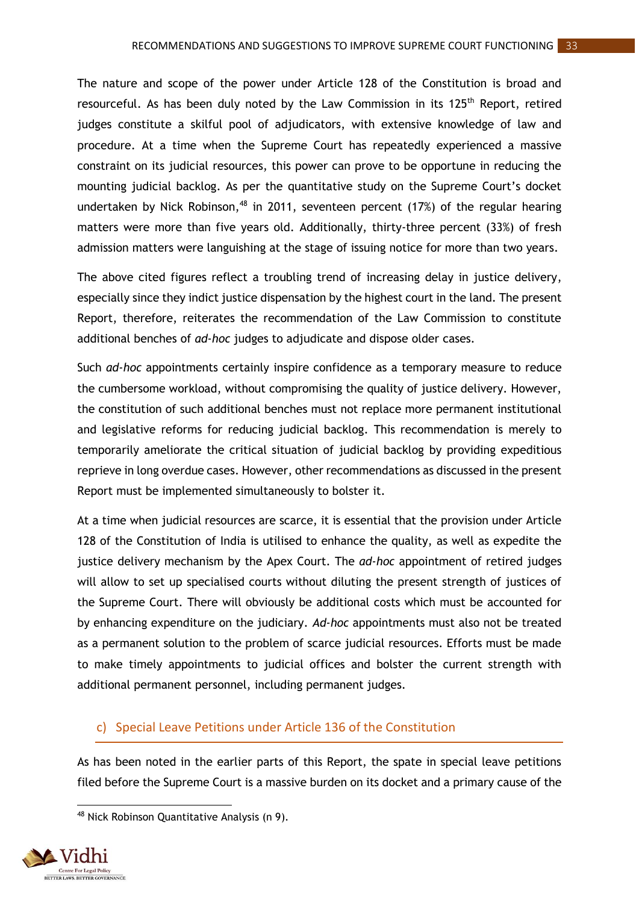The nature and scope of the power under Article 128 of the Constitution is broad and resourceful. As has been duly noted by the Law Commission in its 125th Report, retired judges constitute a skilful pool of adjudicators, with extensive knowledge of law and procedure. At a time when the Supreme Court has repeatedly experienced a massive constraint on its judicial resources, this power can prove to be opportune in reducing the mounting judicial backlog. As per the quantitative study on the Supreme Court's docket undertaken by Nick Robinson,[48] in 2011, seventeen percent (17%) of the regular hearing matters were more than five years old. Additionally, thirty-three percent (33%) of fresh admission matters were languishing at the stage of issuing notice for more than two years.

The above cited figures reflect a troubling trend of increasing delay in justice delivery, especially since they indict justice dispensation by the highest court in the land. The present Report, therefore, reiterates the recommendation of the Law Commission to constitute additional benches of *ad-hoc* judges to adjudicate and dispose older cases.

Such *ad-hoc* appointments certainly inspire confidence as a temporary measure to reduce the cumbersome workload, without compromising the quality of justice delivery. However, the constitution of such additional benches must not replace more permanent institutional and legislative reforms for reducing judicial backlog. This recommendation is merely to temporarily ameliorate the critical situation of judicial backlog by providing expeditious reprieve in long overdue cases. However, other recommendations as discussed in the present Report must be implemented simultaneously to bolster it.

At a time when judicial resources are scarce, it is essential that the provision under Article 128 of the Constitution of India is utilised to enhance the quality, as well as expedite the justice delivery mechanism by the Apex Court. The *ad-hoc* appointment of retired judges will allow to set up specialised courts without diluting the present strength of justices of the Supreme Court. There will obviously be additional costs which must be accounted for by enhancing expenditure on the judiciary. *Ad-hoc* appointments must also not be treated as a permanent solution to the problem of scarce judicial resources. Efforts must be made to make timely appointments to judicial offices and bolster the current strength with additional permanent personnel, including permanent judges.

### c) Special Leave Petitions under Article 136 of the Constitution

As has been noted in the earlier parts of this Report, the spate in special leave petitions filed before the Supreme Court is a massive burden on its docket and a primary cause of the

[48] Nick Robinson Quantitative Analysis (n 9).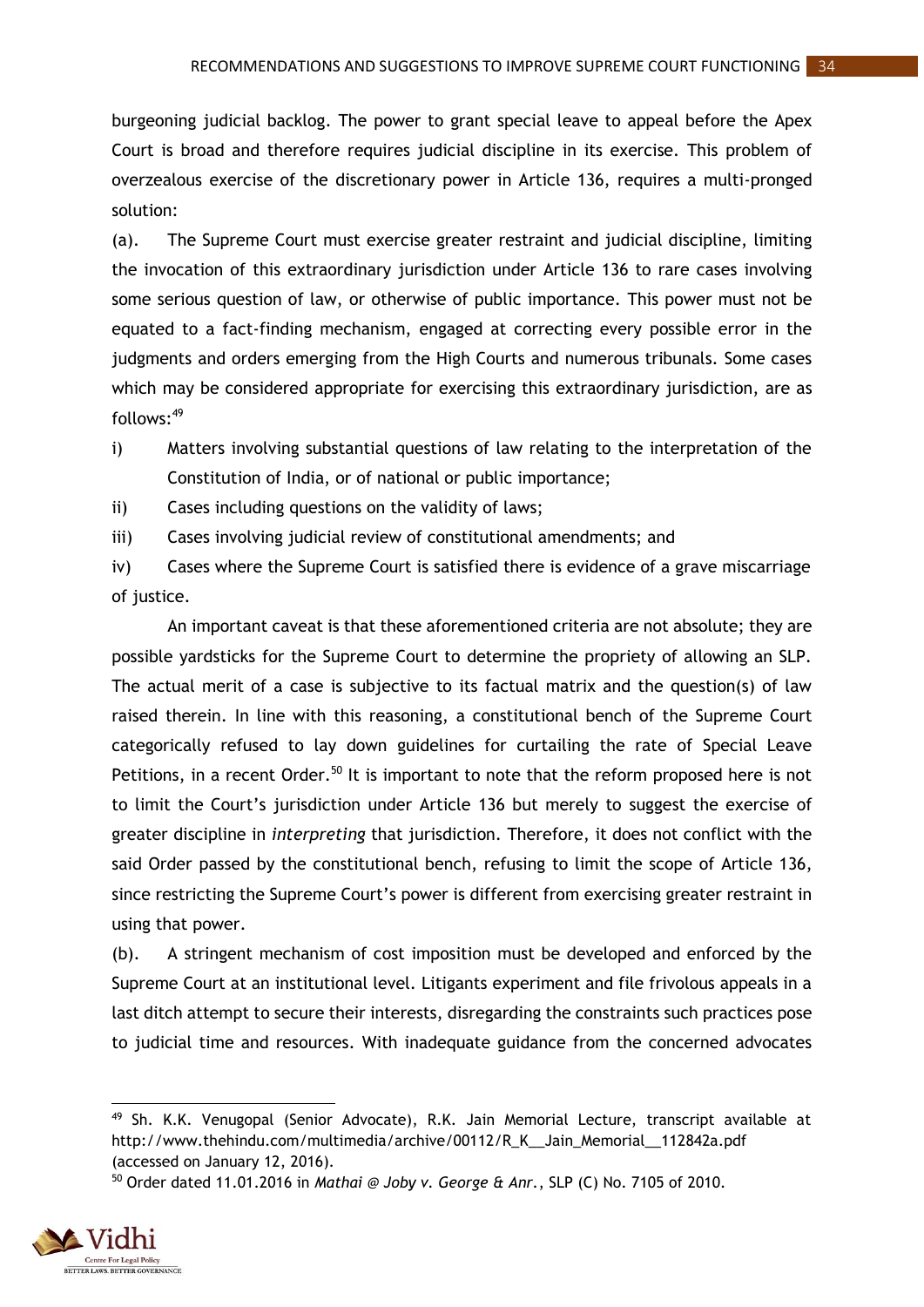burgeoning judicial backlog. The power to grant special leave to appeal before the Apex Court is broad and therefore requires judicial discipline in its exercise. This problem of overzealous exercise of the discretionary power in Article 136, requires a multi-pronged solution:

(a). The Supreme Court must exercise greater restraint and judicial discipline, limiting the invocation of this extraordinary jurisdiction under Article 136 to rare cases involving some serious question of law, or otherwise of public importance. This power must not be equated to a fact-finding mechanism, engaged at correcting every possible error in the judgments and orders emerging from the High Courts and numerous tribunals. Some cases which may be considered appropriate for exercising this extraordinary jurisdiction, are as follows:[49]

i) Matters involving substantial questions of law relating to the interpretation of the Constitution of India, or of national or public importance;

ii) Cases including questions on the validity of laws;

iii) Cases involving judicial review of constitutional amendments; and

iv) Cases where the Supreme Court is satisfied there is evidence of a grave miscarriage of justice.

An important caveat is that these aforementioned criteria are not absolute; they are possible yardsticks for the Supreme Court to determine the propriety of allowing an SLP. The actual merit of a case is subjective to its factual matrix and the question(s) of law raised therein. In line with this reasoning, a constitutional bench of the Supreme Court categorically refused to lay down guidelines for curtailing the rate of Special Leave Petitions, in a recent Order.[50] It is important to note that the reform proposed here is not to limit the Court's jurisdiction under Article 136 but merely to suggest the exercise of greater discipline in *interpreting* that jurisdiction. Therefore, it does not conflict with the said Order passed by the constitutional bench, refusing to limit the scope of Article 136, since restricting the Supreme Court's power is different from exercising greater restraint in using that power.

(b). A stringent mechanism of cost imposition must be developed and enforced by the Supreme Court at an institutional level. Litigants experiment and file frivolous appeals in a last ditch attempt to secure their interests, disregarding the constraints such practices pose to judicial time and resources. With inadequate guidance from the concerned advocates

---

[49] Sh. K.K. Venugopal (Senior Advocate), R.K. Jain Memorial Lecture, transcript available at http://www.thehindu.com/multimedia/archive/00112/R_K__Jain_Memorial__112842a.pdf (accessed on January 12, 2016).

[50] Order dated 11.01.2016 in *Mathai @ Joby v. George & Anr.*, SLP (C) No. 7105 of 2010.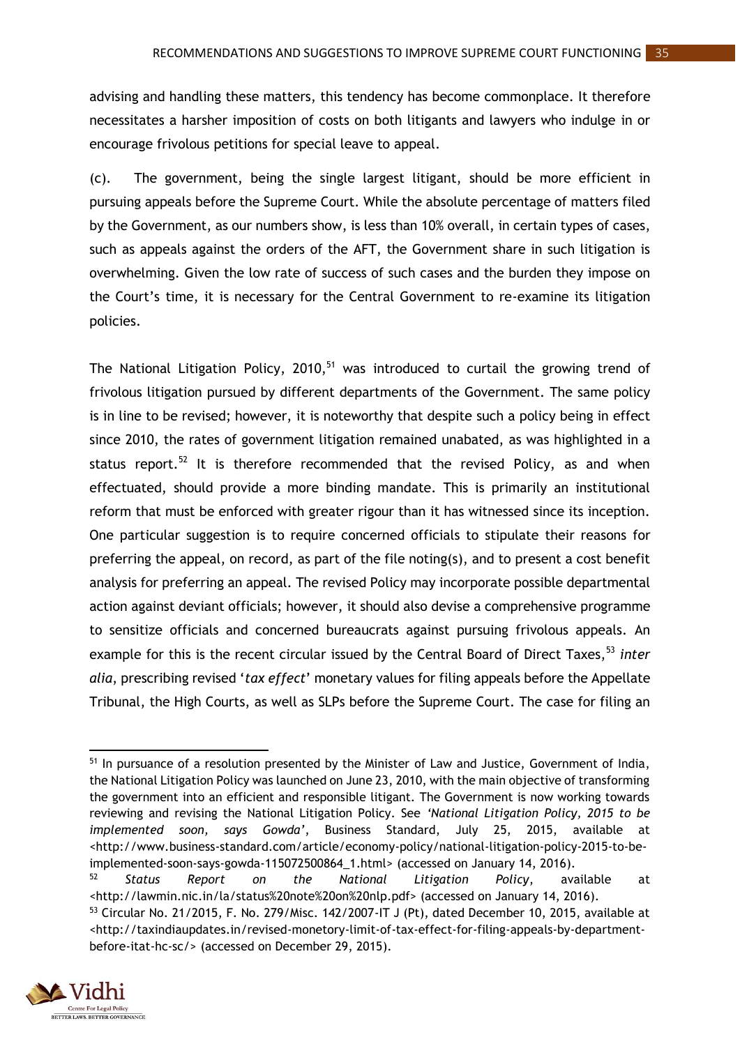advising and handling these matters, this tendency has become commonplace. It therefore necessitates a harsher imposition of costs on both litigants and lawyers who indulge in or encourage frivolous petitions for special leave to appeal.

(c). The government, being the single largest litigant, should be more efficient in pursuing appeals before the Supreme Court. While the absolute percentage of matters filed by the Government, as our numbers show, is less than 10% overall, in certain types of cases, such as appeals against the orders of the AFT, the Government share in such litigation is overwhelming. Given the low rate of success of such cases and the burden they impose on the Court's time, it is necessary for the Central Government to re-examine its litigation policies.

The National Litigation Policy, 2010,[51] was introduced to curtail the growing trend of frivolous litigation pursued by different departments of the Government. The same policy is in line to be revised; however, it is noteworthy that despite such a policy being in effect since 2010, the rates of government litigation remained unabated, as was highlighted in a status report.[52] It is therefore recommended that the revised Policy, as and when effectuated, should provide a more binding mandate. This is primarily an institutional reform that must be enforced with greater rigour than it has witnessed since its inception. One particular suggestion is to require concerned officials to stipulate their reasons for preferring the appeal, on record, as part of the file noting(s), and to present a cost benefit analysis for preferring an appeal. The revised Policy may incorporate possible departmental action against deviant officials; however, it should also devise a comprehensive programme to sensitize officials and concerned bureaucrats against pursuing frivolous appeals. An example for this is the recent circular issued by the Central Board of Direct Taxes,[53] *inter alia*, prescribing revised '*tax effect*' monetary values for filing appeals before the Appellate Tribunal, the High Courts, as well as SLPs before the Supreme Court. The case for filing an

---

[51] In pursuance of a resolution presented by the Minister of Law and Justice, Government of India, the National Litigation Policy was launched on June 23, 2010, with the main objective of transforming the government into an efficient and responsible litigant. The Government is now working towards reviewing and revising the National Litigation Policy. See *'National Litigation Policy, 2015 to be implemented soon, says Gowda'*, Business Standard, July 25, 2015, available at <http://www.business-standard.com/article/economy-policy/national-litigation-policy-2015-to-be-implemented-soon-says-gowda-115072500864_1.html> (accessed on January 14, 2016).

[52] *Status Report on the National Litigation Policy*, available at <http://lawmin.nic.in/la/status%20note%20on%20nlp.pdf> (accessed on January 14, 2016).

[53] Circular No. 21/2015, F. No. 279/Misc. 142/2007-IT J (Pt), dated December 10, 2015, available at <http://taxindiaupdates.in/revised-monetory-limit-of-tax-effect-for-filing-appeals-by-department-before-itat-hc-sc/> (accessed on December 29, 2015).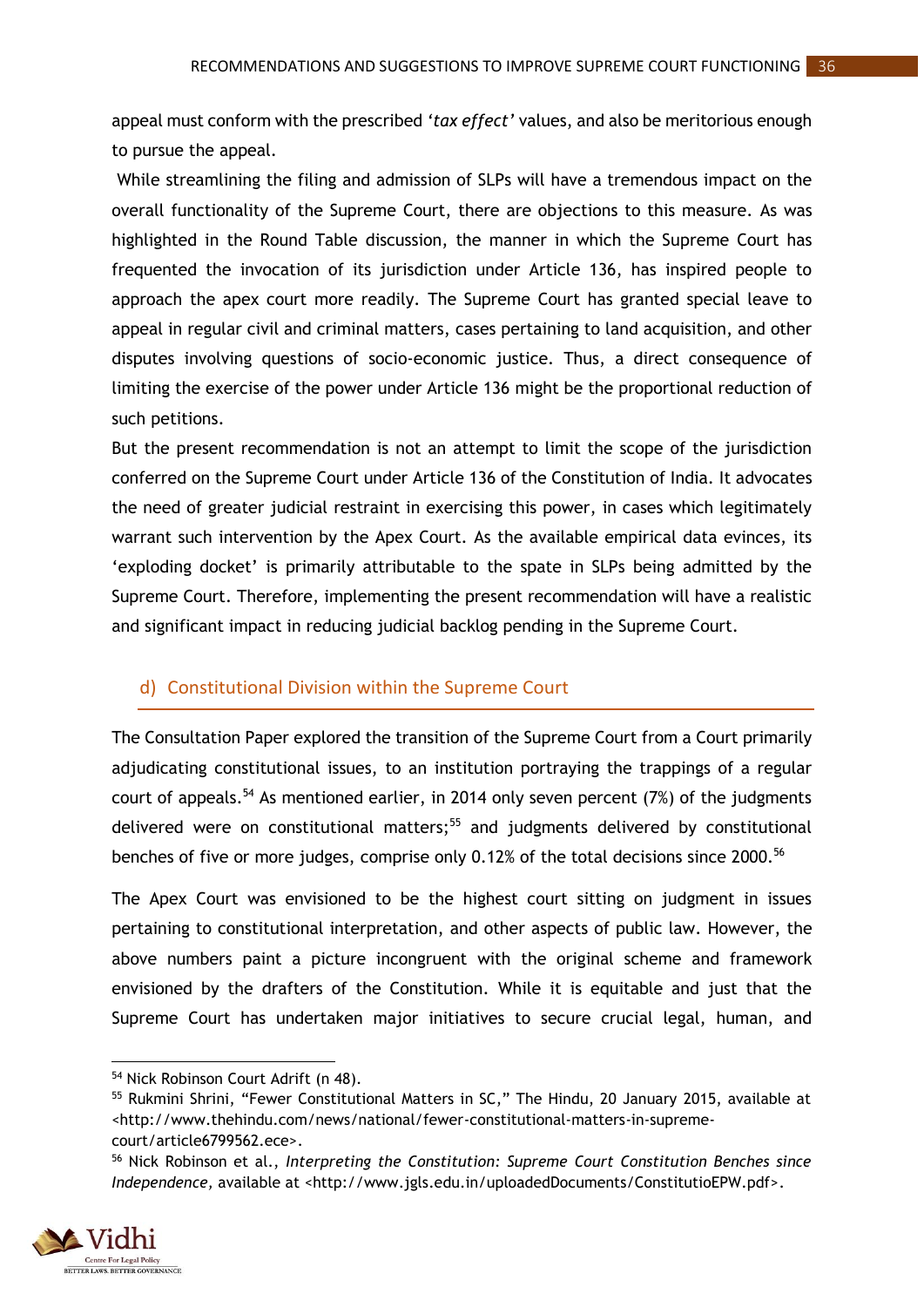appeal must conform with the prescribed '*tax effect*' values, and also be meritorious enough to pursue the appeal.

While streamlining the filing and admission of SLPs will have a tremendous impact on the overall functionality of the Supreme Court, there are objections to this measure. As was highlighted in the Round Table discussion, the manner in which the Supreme Court has frequented the invocation of its jurisdiction under Article 136, has inspired people to approach the apex court more readily. The Supreme Court has granted special leave to appeal in regular civil and criminal matters, cases pertaining to land acquisition, and other disputes involving questions of socio-economic justice. Thus, a direct consequence of limiting the exercise of the power under Article 136 might be the proportional reduction of such petitions.

But the present recommendation is not an attempt to limit the scope of the jurisdiction conferred on the Supreme Court under Article 136 of the Constitution of India. It advocates the need of greater judicial restraint in exercising this power, in cases which legitimately warrant such intervention by the Apex Court. As the available empirical data evinces, its 'exploding docket' is primarily attributable to the spate in SLPs being admitted by the Supreme Court. Therefore, implementing the present recommendation will have a realistic and significant impact in reducing judicial backlog pending in the Supreme Court.

### d) Constitutional Division within the Supreme Court

The Consultation Paper explored the transition of the Supreme Court from a Court primarily adjudicating constitutional issues, to an institution portraying the trappings of a regular court of appeals.[54] As mentioned earlier, in 2014 only seven percent (7%) of the judgments delivered were on constitutional matters;[55] and judgments delivered by constitutional benches of five or more judges, comprise only 0.12% of the total decisions since 2000.[56]

The Apex Court was envisioned to be the highest court sitting on judgment in issues pertaining to constitutional interpretation, and other aspects of public law. However, the above numbers paint a picture incongruent with the original scheme and framework envisioned by the drafters of the Constitution. While it is equitable and just that the Supreme Court has undertaken major initiatives to secure crucial legal, human, and

---

[54] Nick Robinson Court Adrift (n 48).

[55] Rukmini Shrini, "Fewer Constitutional Matters in SC," The Hindu, 20 January 2015, available at <http://www.thehindu.com/news/national/fewer-constitutional-matters-in-supreme-court/article6799562.ece>.

[56] Nick Robinson et al., *Interpreting the Constitution: Supreme Court Constitution Benches since Independence,* available at <http://www.jgls.edu.in/uploadedDocuments/ConstitutioEPW.pdf>.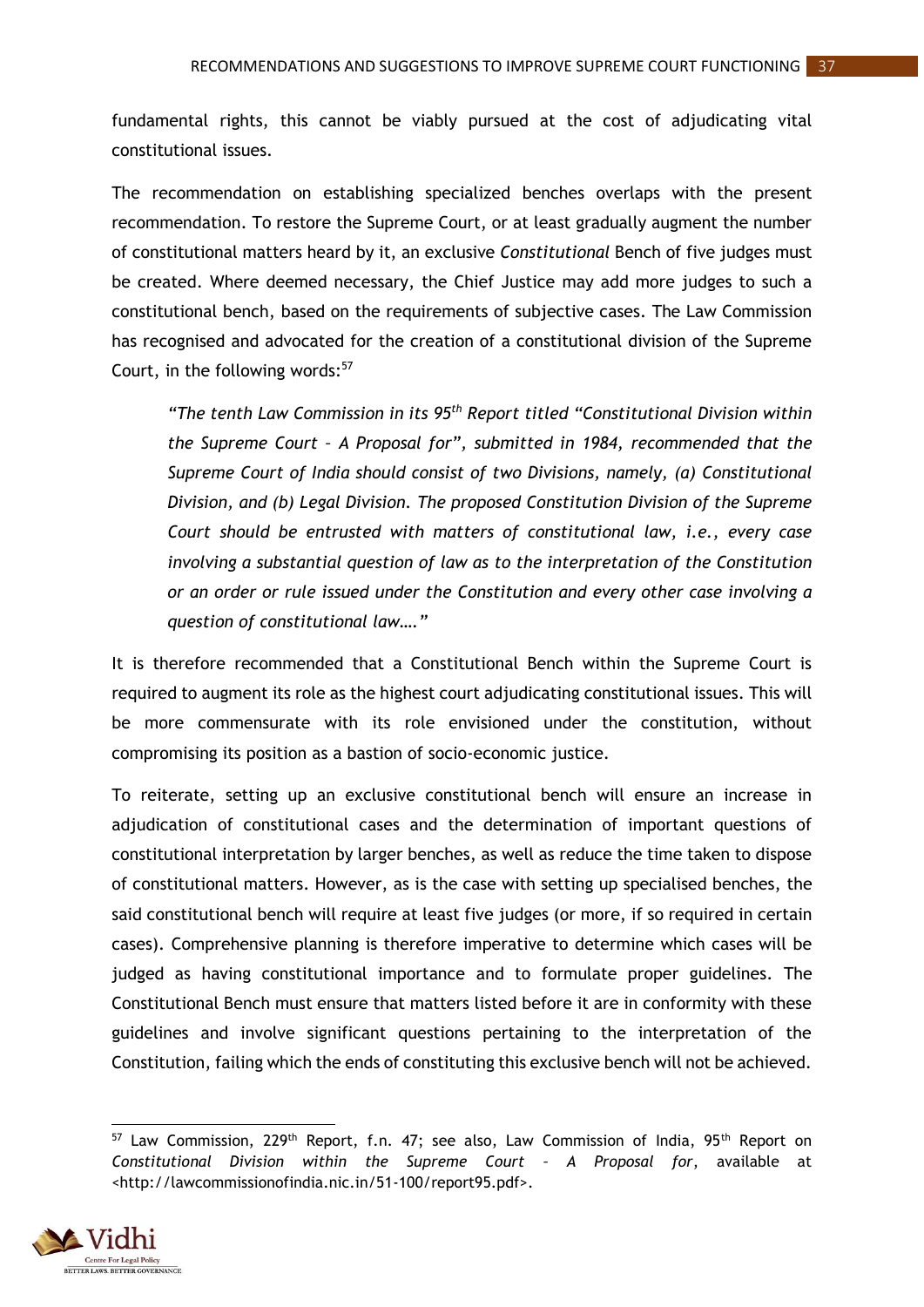fundamental rights, this cannot be viably pursued at the cost of adjudicating vital constitutional issues.

The recommendation on establishing specialized benches overlaps with the present recommendation. To restore the Supreme Court, or at least gradually augment the number of constitutional matters heard by it, an exclusive *Constitutional* Bench of five judges must be created. Where deemed necessary, the Chief Justice may add more judges to such a constitutional bench, based on the requirements of subjective cases. The Law Commission has recognised and advocated for the creation of a constitutional division of the Supreme Court, in the following words:[57]

> *"The tenth Law Commission in its 95th Report titled "Constitutional Division within the Supreme Court – A Proposal for", submitted in 1984, recommended that the Supreme Court of India should consist of two Divisions, namely, (a) Constitutional Division, and (b) Legal Division. The proposed Constitution Division of the Supreme Court should be entrusted with matters of constitutional law, i.e., every case involving a substantial question of law as to the interpretation of the Constitution or an order or rule issued under the Constitution and every other case involving a question of constitutional law…."*

It is therefore recommended that a Constitutional Bench within the Supreme Court is required to augment its role as the highest court adjudicating constitutional issues. This will be more commensurate with its role envisioned under the constitution, without compromising its position as a bastion of socio-economic justice.

To reiterate, setting up an exclusive constitutional bench will ensure an increase in adjudication of constitutional cases and the determination of important questions of constitutional interpretation by larger benches, as well as reduce the time taken to dispose of constitutional matters. However, as is the case with setting up specialised benches, the said constitutional bench will require at least five judges (or more, if so required in certain cases). Comprehensive planning is therefore imperative to determine which cases will be judged as having constitutional importance and to formulate proper guidelines. The Constitutional Bench must ensure that matters listed before it are in conformity with these guidelines and involve significant questions pertaining to the interpretation of the Constitution, failing which the ends of constituting this exclusive bench will not be achieved.

---

[57] Law Commission, 229th Report, f.n. 47; see also, Law Commission of India, 95th Report on *Constitutional Division within the Supreme Court – A Proposal for*, available at <http://lawcommissionofindia.nic.in/51-100/report95.pdf>.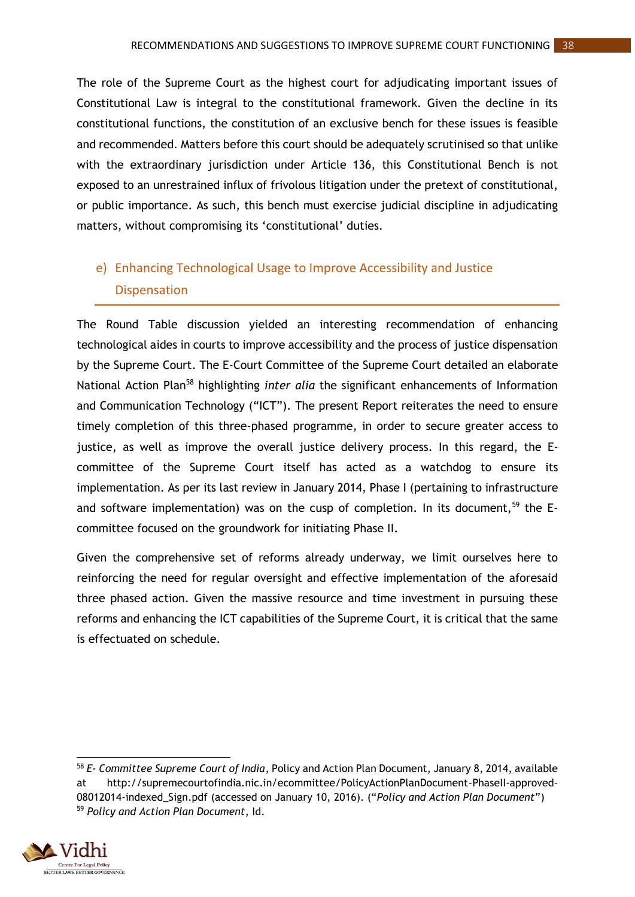The role of the Supreme Court as the highest court for adjudicating important issues of Constitutional Law is integral to the constitutional framework. Given the decline in its constitutional functions, the constitution of an exclusive bench for these issues is feasible and recommended. Matters before this court should be adequately scrutinised so that unlike with the extraordinary jurisdiction under Article 136, this Constitutional Bench is not exposed to an unrestrained influx of frivolous litigation under the pretext of constitutional, or public importance. As such, this bench must exercise judicial discipline in adjudicating matters, without compromising its 'constitutional' duties.

### e) Enhancing Technological Usage to Improve Accessibility and Justice Dispensation

The Round Table discussion yielded an interesting recommendation of enhancing technological aides in courts to improve accessibility and the process of justice dispensation by the Supreme Court. The E-Court Committee of the Supreme Court detailed an elaborate National Action Plan[58] highlighting *inter alia* the significant enhancements of Information and Communication Technology ("ICT"). The present Report reiterates the need to ensure timely completion of this three-phased programme, in order to secure greater access to justice, as well as improve the overall justice delivery process. In this regard, the E-committee of the Supreme Court itself has acted as a watchdog to ensure its implementation. As per its last review in January 2014, Phase I (pertaining to infrastructure and software implementation) was on the cusp of completion. In its document,[59] the E-committee focused on the groundwork for initiating Phase II.

Given the comprehensive set of reforms already underway, we limit ourselves here to reinforcing the need for regular oversight and effective implementation of the aforesaid three phased action. Given the massive resource and time investment in pursuing these reforms and enhancing the ICT capabilities of the Supreme Court, it is critical that the same is effectuated on schedule.

---

[58] *E- Committee Supreme Court of India*, Policy and Action Plan Document, January 8, 2014, available at http://supremecourtofindia.nic.in/ecommittee/PolicyActionPlanDocument-PhaseII-approved-08012014-indexed_Sign.pdf (accessed on January 10, 2016). ("*Policy and Action Plan Document*")

[59] *Policy and Action Plan Document*, Id.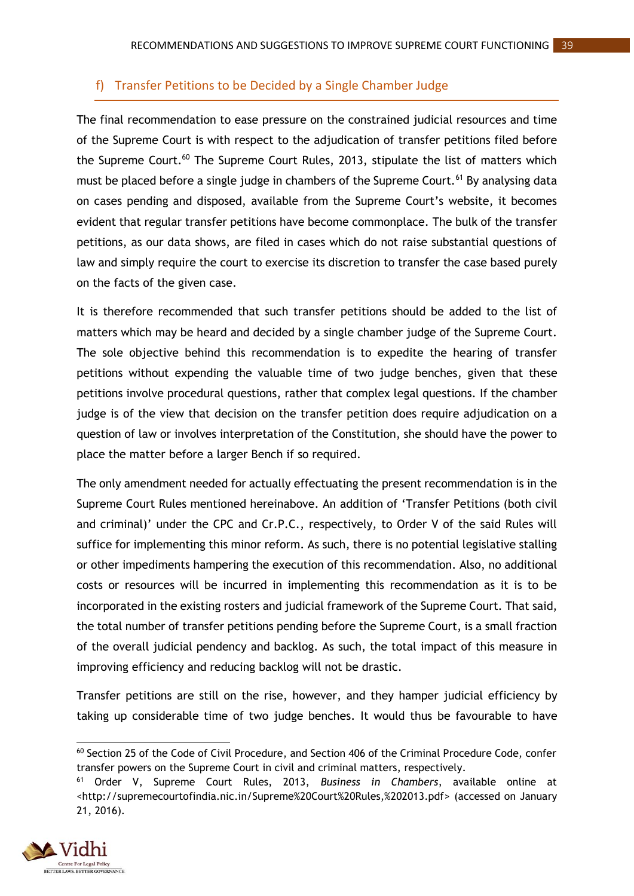## f) Transfer Petitions to be Decided by a Single Chamber Judge

The final recommendation to ease pressure on the constrained judicial resources and time of the Supreme Court is with respect to the adjudication of transfer petitions filed before the Supreme Court.[60] The Supreme Court Rules, 2013, stipulate the list of matters which must be placed before a single judge in chambers of the Supreme Court.[61] By analysing data on cases pending and disposed, available from the Supreme Court's website, it becomes evident that regular transfer petitions have become commonplace. The bulk of the transfer petitions, as our data shows, are filed in cases which do not raise substantial questions of law and simply require the court to exercise its discretion to transfer the case based purely on the facts of the given case.

It is therefore recommended that such transfer petitions should be added to the list of matters which may be heard and decided by a single chamber judge of the Supreme Court. The sole objective behind this recommendation is to expedite the hearing of transfer petitions without expending the valuable time of two judge benches, given that these petitions involve procedural questions, rather that complex legal questions. If the chamber judge is of the view that decision on the transfer petition does require adjudication on a question of law or involves interpretation of the Constitution, she should have the power to place the matter before a larger Bench if so required.

The only amendment needed for actually effectuating the present recommendation is in the Supreme Court Rules mentioned hereinabove. An addition of 'Transfer Petitions (both civil and criminal)' under the CPC and Cr.P.C., respectively, to Order V of the said Rules will suffice for implementing this minor reform. As such, there is no potential legislative stalling or other impediments hampering the execution of this recommendation. Also, no additional costs or resources will be incurred in implementing this recommendation as it is to be incorporated in the existing rosters and judicial framework of the Supreme Court. That said, the total number of transfer petitions pending before the Supreme Court, is a small fraction of the overall judicial pendency and backlog. As such, the total impact of this measure in improving efficiency and reducing backlog will not be drastic.

Transfer petitions are still on the rise, however, and they hamper judicial efficiency by taking up considerable time of two judge benches. It would thus be favourable to have

---

[60] Section 25 of the Code of Civil Procedure, and Section 406 of the Criminal Procedure Code, confer transfer powers on the Supreme Court in civil and criminal matters, respectively.

[61] Order V, Supreme Court Rules, 2013, *Business in Chambers*, available online at <http://supremecourtofindia.nic.in/Supreme%20Court%20Rules,%202013.pdf> (accessed on January 21, 2016).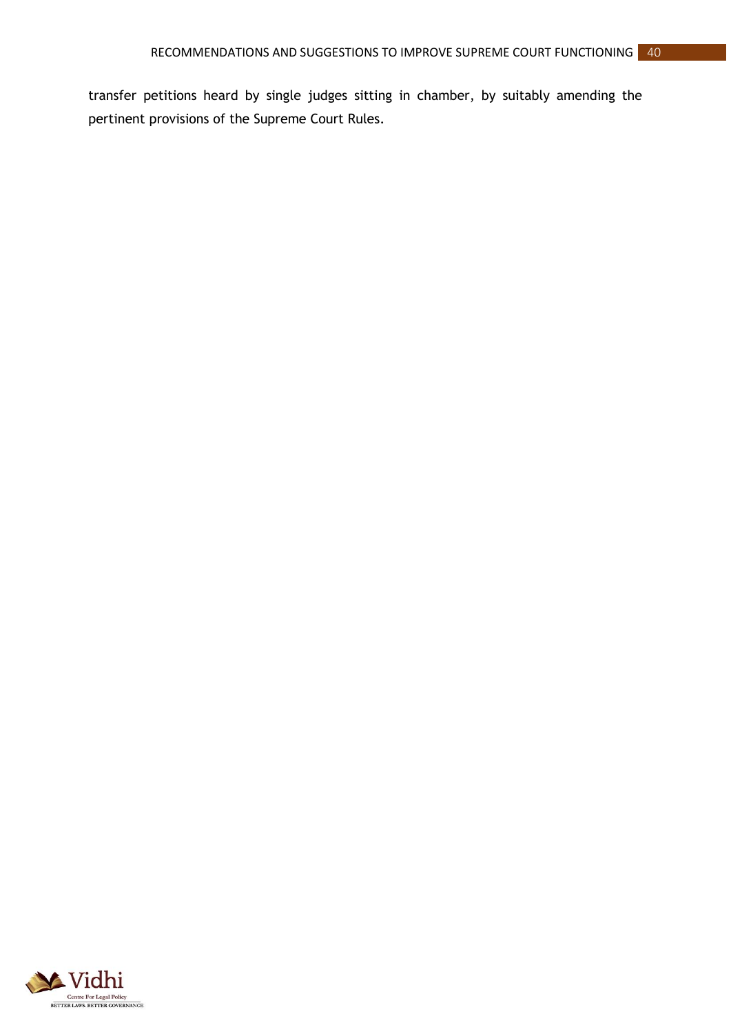transfer petitions heard by single judges sitting in chamber, by suitably amending the pertinent provisions of the Supreme Court Rules.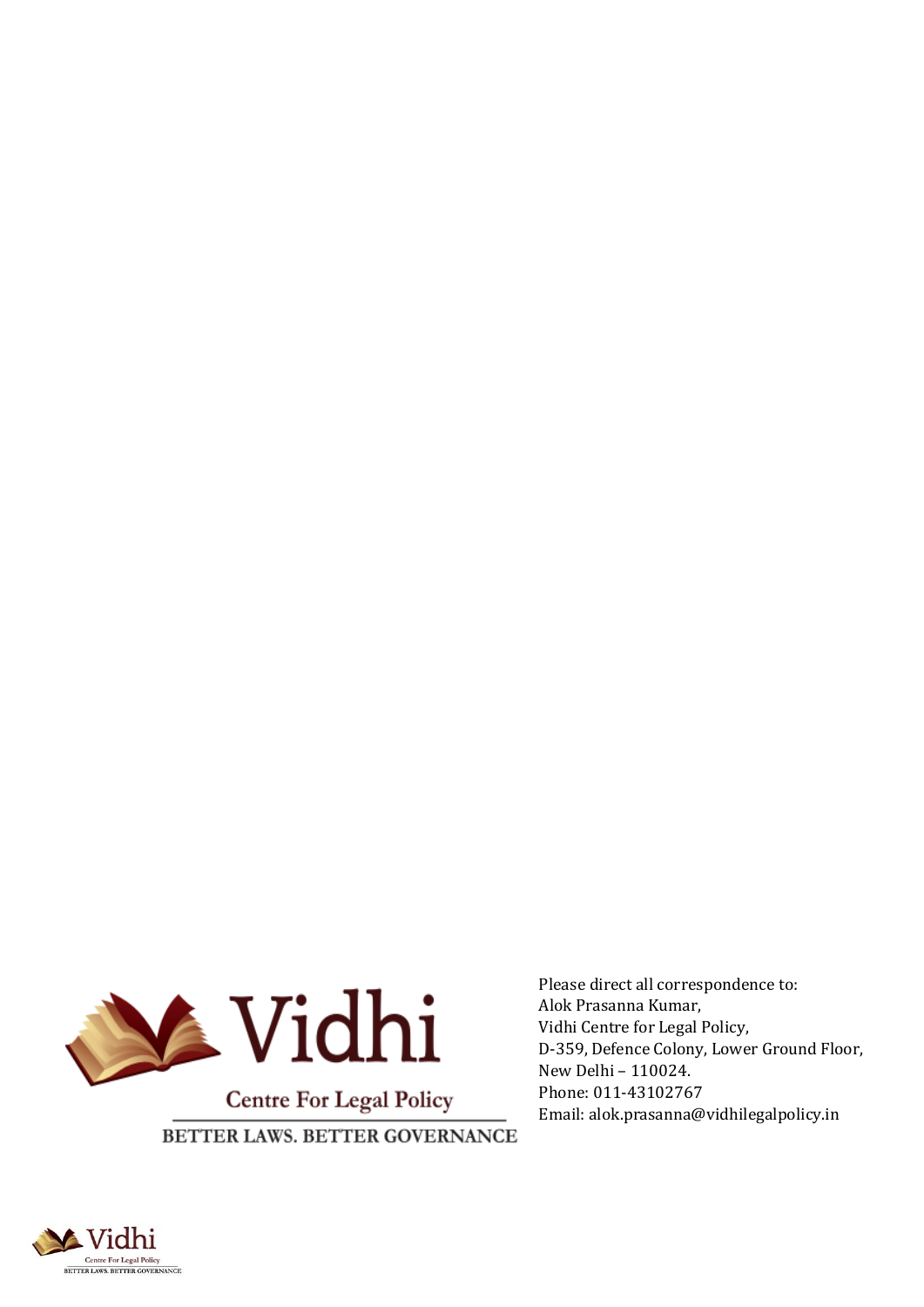Vidhi

Centre For Legal Policy

BETTER LAWS. BETTER GOVERNANCE

Please direct all correspondence to:
Alok Prasanna Kumar,
Vidhi Centre for Legal Policy,
D-359, Defence Colony, Lower Ground Floor,
New Delhi – 110024.
Phone: 011-43102767
Email: alok.prasanna@vidhilegalpolicy.in